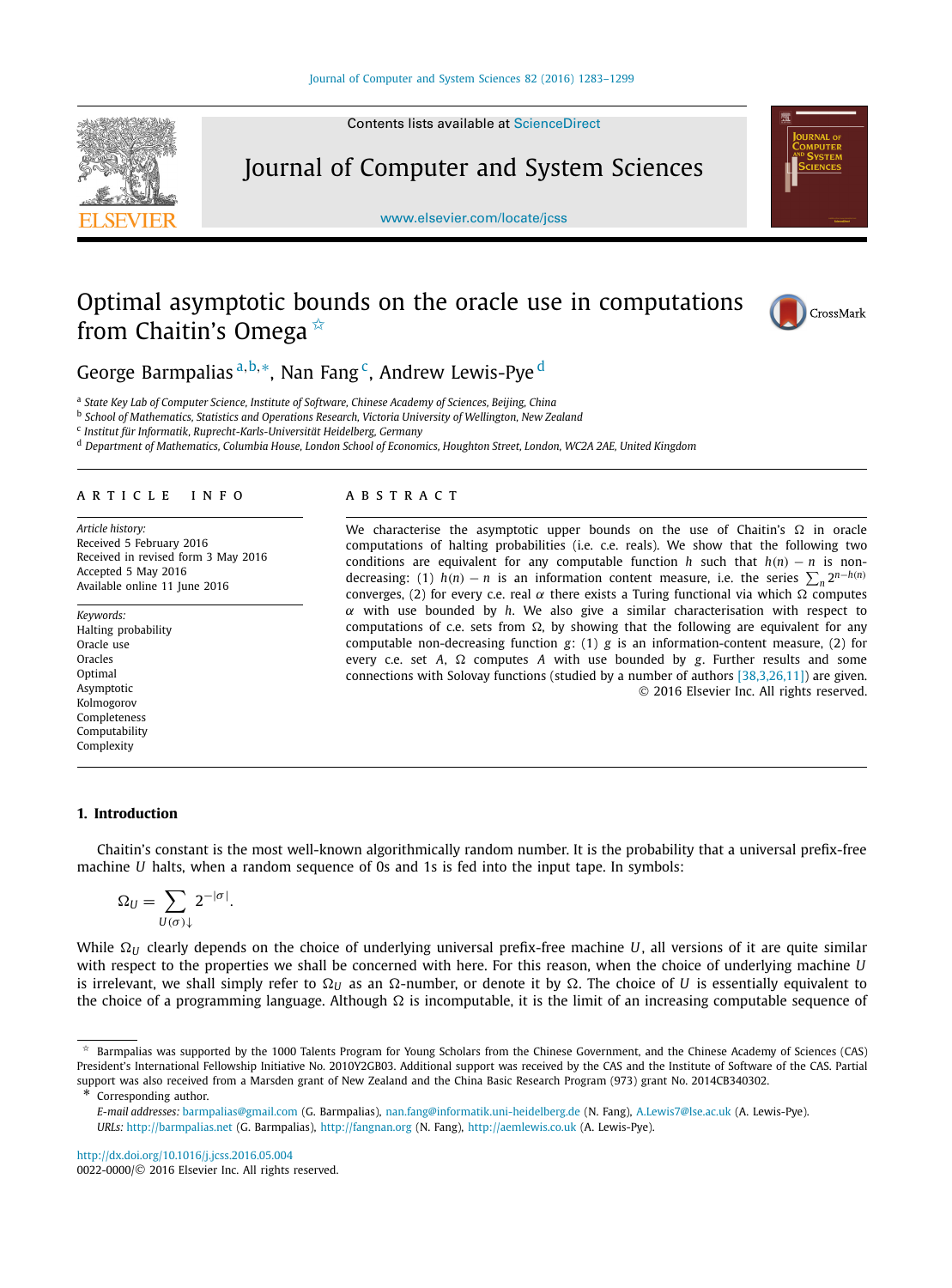# Optimal asymptotic bounds on the oracle use in computations from Chaitin's Omega ☆

George Barmpalias [a,b,*], Nan Fang [c], Andrew Lewis-Pye [d]

[a] State Key Lab of Computer Science, Institute of Software, Chinese Academy of Sciences, Beijing, China
[b] School of Mathematics, Statistics and Operations Research, Victoria University of Wellington, New Zealand
[c] Institut für Informatik, Ruprecht-Karls-Universität Heidelberg, Germany
[d] Department of Mathematics, Columbia House, London School of Economics, Houghton Street, London, WC2A 2AE, United Kingdom

## ARTICLE INFO

*Article history:*
Received 5 February 2016
Received in revised form 3 May 2016
Accepted 5 May 2016
Available online 11 June 2016

*Keywords:*
Halting probability
Oracle use
Oracles
Optimal
Asymptotic
Kolmogorov
Completeness
Computability
Complexity

## ABSTRACT

We characterise the asymptotic upper bounds on the use of Chaitin's $\Omega$ in oracle computations of halting probabilities (i.e. c.e. reals). We show that the following two conditions are equivalent for any computable function $h$ such that $h(n) - n$ is non-decreasing: (1) $h(n) - n$ is an information content measure, i.e. the series $\sum_n 2^{n-h(n)}$ converges, (2) for every c.e. real $\alpha$ there exists a Turing functional via which $\Omega$ computes $\alpha$ with use bounded by $h$. We also give a similar characterisation with respect to computations of c.e. sets from $\Omega$, by showing that the following are equivalent for any computable non-decreasing function $g$: (1) $g$ is an information-content measure, (2) for every c.e. set $A$, $\Omega$ computes $A$ with use bounded by $g$. Further results and some connections with Solovay functions (studied by a number of authors [38,3,26,11]) are given.

© 2016 Elsevier Inc. All rights reserved.

## 1. Introduction

Chaitin's constant is the most well-known algorithmically random number. It is the probability that a universal prefix-free machine $U$ halts, when a random sequence of 0s and 1s is fed into the input tape. In symbols:

$$\Omega_U = \sum_{U(\sigma)\downarrow} 2^{-|\sigma|}.$$

While $\Omega_U$ clearly depends on the choice of underlying universal prefix-free machine $U$, all versions of it are quite similar with respect to the properties we shall be concerned with here. For this reason, when the choice of underlying machine $U$ is irrelevant, we shall simply refer to $\Omega_U$ as an $\Omega$-number, or denote it by $\Omega$. The choice of $U$ is essentially equivalent to the choice of a programming language. Although $\Omega$ is incomputable, it is the limit of an increasing computable sequence of

---

☆ Barmpalias was supported by the 1000 Talents Program for Young Scholars from the Chinese Government, and the Chinese Academy of Sciences (CAS) President's International Fellowship Initiative No. 2010Y2GB03. Additional support was received by the CAS and the Institute of Software of the CAS. Partial support was also received from a Marsden grant of New Zealand and the China Basic Research Program (973) grant No. 2014CB340302.

\* Corresponding author.

*E-mail addresses:* barmpalias@gmail.com (G. Barmpalias), nan.fang@informatik.uni-heidelberg.de (N. Fang), A.Lewis7@lse.ac.uk (A. Lewis-Pye).
*URLs:* http://barmpalias.net (G. Barmpalias), http://fangnan.org (N. Fang), http://aemlewis.co.uk (A. Lewis-Pye).

http://dx.doi.org/10.1016/j.jcss.2016.05.004
0022-0000/© 2016 Elsevier Inc. All rights reserved.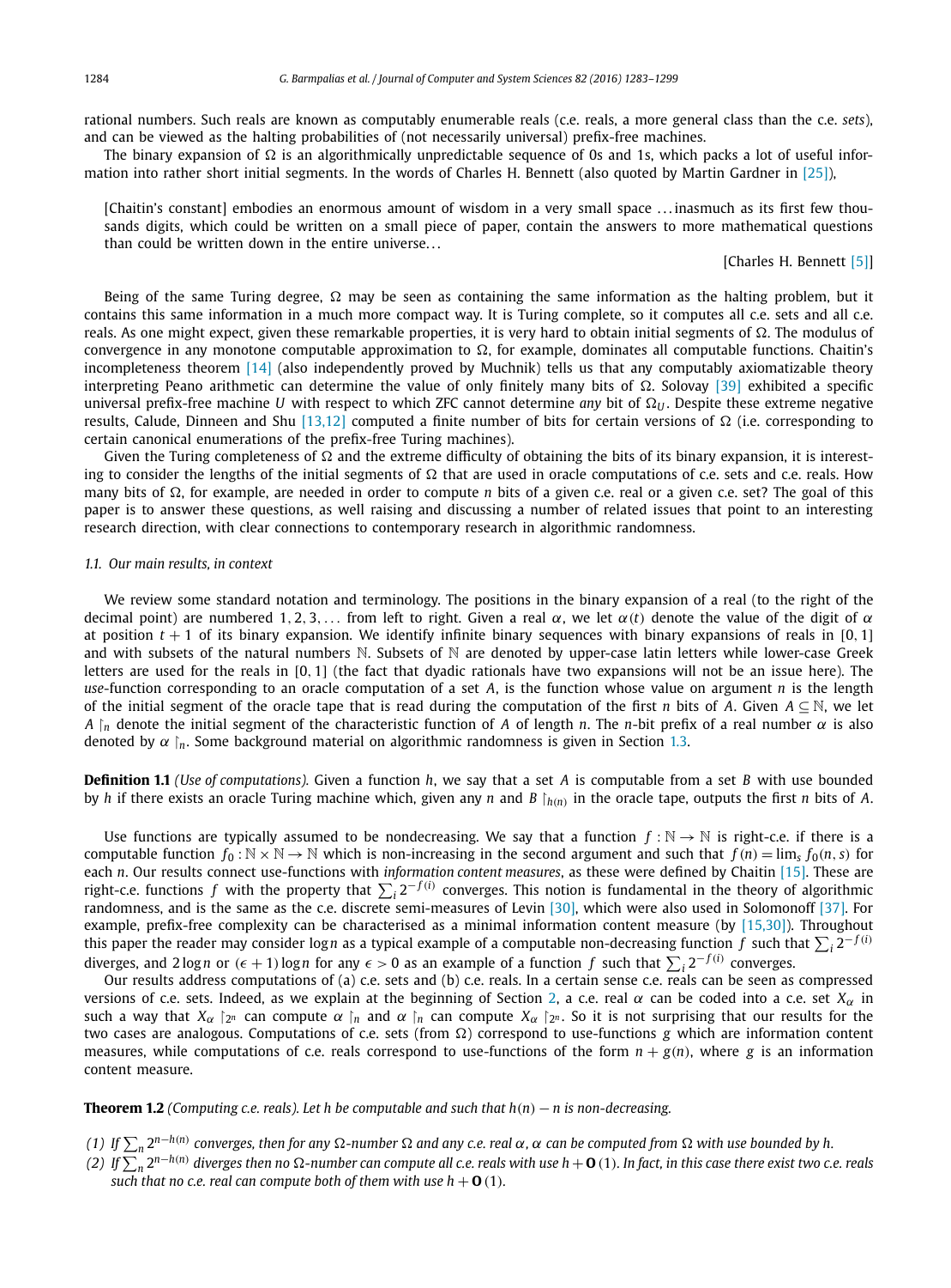rational numbers. Such reals are known as computably enumerable reals (c.e. reals, a more general class than the c.e. *sets*), and can be viewed as the halting probabilities of (not necessarily universal) prefix-free machines.

The binary expansion of $\Omega$ is an algorithmically unpredictable sequence of 0s and 1s, which packs a lot of useful information into rather short initial segments. In the words of Charles H. Bennett (also quoted by Martin Gardner in [25]),

> [Chaitin's constant] embodies an enormous amount of wisdom in a very small space ...inasmuch as its first few thousands digits, which could be written on a small piece of paper, contain the answers to more mathematical questions than could be written down in the entire universe...
>
> [Charles H. Bennett [5]]

Being of the same Turing degree, $\Omega$ may be seen as containing the same information as the halting problem, but it contains this same information in a much more compact way. It is Turing complete, so it computes all c.e. sets and all c.e. reals. As one might expect, given these remarkable properties, it is very hard to obtain initial segments of $\Omega$. The modulus of convergence in any monotone computable approximation to $\Omega$, for example, dominates all computable functions. Chaitin's incompleteness theorem [14] (also independently proved by Muchnik) tells us that any computably axiomatizable theory interpreting Peano arithmetic can determine the value of only finitely many bits of $\Omega$. Solovay [39] exhibited a specific universal prefix-free machine $U$ with respect to which ZFC cannot determine *any* bit of $\Omega_U$. Despite these extreme negative results, Calude, Dinneen and Shu [13,12] computed a finite number of bits for certain versions of $\Omega$ (i.e. corresponding to certain canonical enumerations of the prefix-free Turing machines).

Given the Turing completeness of $\Omega$ and the extreme difficulty of obtaining the bits of its binary expansion, it is interesting to consider the lengths of the initial segments of $\Omega$ that are used in oracle computations of c.e. sets and c.e. reals. How many bits of $\Omega$, for example, are needed in order to compute $n$ bits of a given c.e. real or a given c.e. set? The goal of this paper is to answer these questions, as well raising and discussing a number of related issues that point to an interesting research direction, with clear connections to contemporary research in algorithmic randomness.

### 1.1. Our main results, in context

We review some standard notation and terminology. The positions in the binary expansion of a real (to the right of the decimal point) are numbered $1, 2, 3, \dots$ from left to right. Given a real $\alpha$, we let $\alpha(t)$ denote the value of the digit of $\alpha$ at position $t+1$ of its binary expansion. We identify infinite binary sequences with binary expansions of reals in $[0, 1]$ and with subsets of the natural numbers $\mathbb{N}$. Subsets of $\mathbb{N}$ are denoted by upper-case latin letters while lower-case Greek letters are used for the reals in $[0, 1]$ (the fact that dyadic rationals have two expansions will not be an issue here). The *use*-function corresponding to an oracle computation of a set $A$, is the function whose value on argument $n$ is the length of the initial segment of the oracle tape that is read during the computation of the first $n$ bits of $A$. Given $A \subseteq \mathbb{N}$, we let $A \upharpoonright_n$ denote the initial segment of the characteristic function of $A$ of length $n$. The $n$-bit prefix of a real number $\alpha$ is also denoted by $\alpha \upharpoonright_n$. Some background material on algorithmic randomness is given in Section 1.3.

**Definition 1.1** *(Use of computations).* Given a function $h$, we say that a set $A$ is computable from a set $B$ with use bounded by $h$ if there exists an oracle Turing machine which, given any $n$ and $B \upharpoonright_{h(n)}$ in the oracle tape, outputs the first $n$ bits of $A$.

Use functions are typically assumed to be nondecreasing. We say that a function $f : \mathbb{N} \to \mathbb{N}$ is right-c.e. if there is a computable function $f_0 : \mathbb{N} \times \mathbb{N} \to \mathbb{N}$ which is non-increasing in the second argument and such that $f(n) = \lim_s f_0(n, s)$ for each $n$. Our results connect use-functions with *information content measures*, as these were defined by Chaitin [15]. These are right-c.e. functions $f$ with the property that $\sum_i 2^{-f(i)}$ converges. This notion is fundamental in the theory of algorithmic randomness, and is the same as the c.e. discrete semi-measures of Levin [30], which were also used in Solomonoff [37]. For example, prefix-free complexity can be characterised as a minimal information content measure (by [15,30]). Throughout this paper the reader may consider $\log n$ as a typical example of a computable non-decreasing function $f$ such that $\sum_i 2^{-f(i)}$ diverges, and $2 \log n$ or $(\epsilon + 1) \log n$ for any $\epsilon > 0$ as an example of a function $f$ such that $\sum_i 2^{-f(i)}$ converges.

Our results address computations of (a) c.e. sets and (b) c.e. reals. In a certain sense c.e. reals can be seen as compressed versions of c.e. sets. Indeed, as we explain at the beginning of Section 2, a c.e. real $\alpha$ can be coded into a c.e. set $X_\alpha$ in such a way that $X_\alpha \upharpoonright_{2^n}$ can compute $\alpha \upharpoonright_n$ and $\alpha \upharpoonright_n$ can compute $X_\alpha \upharpoonright_{2^n}$. So it is not surprising that our results for the two cases are analogous. Computations of c.e. sets (from $\Omega$) correspond to use-functions $g$ which are information content measures, while computations of c.e. reals correspond to use-functions of the form $n + g(n)$, where $g$ is an information content measure.

**Theorem 1.2** *(Computing c.e. reals). Let $h$ be computable and such that $h(n) - n$ is non-decreasing.*

*(1) If $\sum_n 2^{n-h(n)}$ converges, then for any $\Omega$-number $\Omega$ and any c.e. real $\alpha$, $\alpha$ can be computed from $\Omega$ with use bounded by $h$.*

*(2) If $\sum_n 2^{n-h(n)}$ diverges then no $\Omega$-number can compute all c.e. reals with use $h + \mathbf{O}(1)$. In fact, in this case there exist two c.e. reals such that no c.e. real can compute both of them with use $h + \mathbf{O}(1)$.*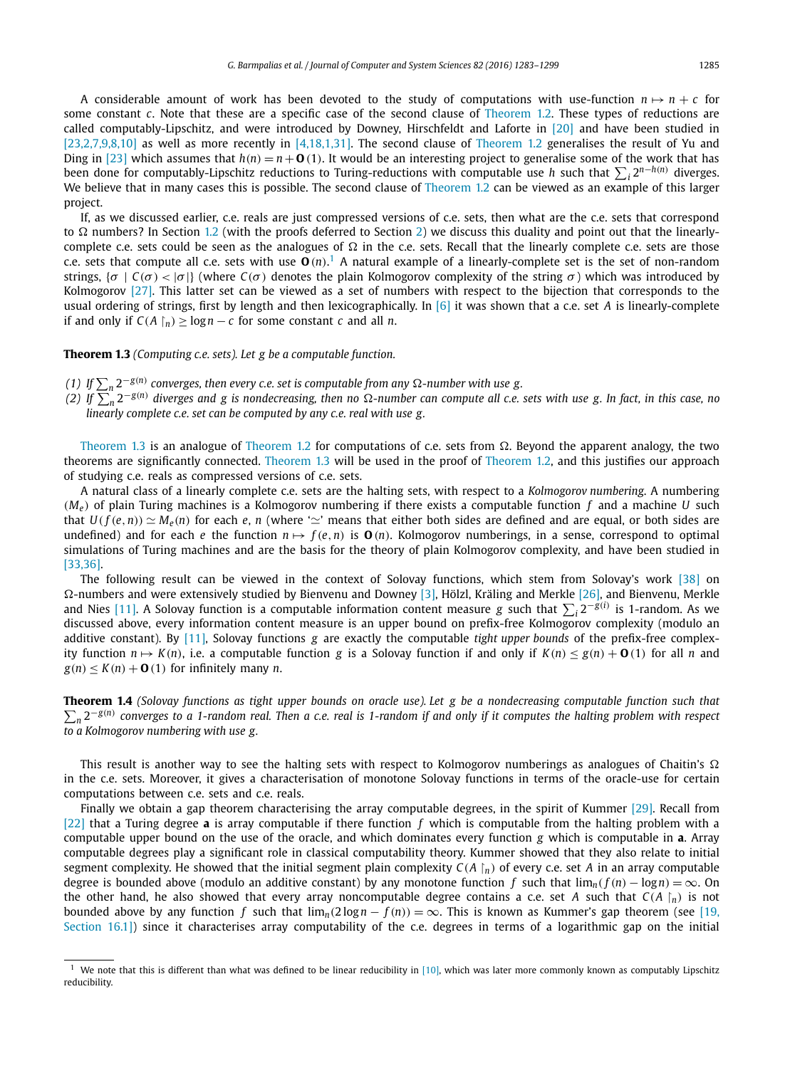A considerable amount of work has been devoted to the study of computations with use-function $n \mapsto n + c$ for some constant $c$. Note that these are a specific case of the second clause of Theorem 1.2. These types of reductions are called computably-Lipschitz, and were introduced by Downey, Hirschfeldt and Laforte in [20] and have been studied in [23,2,7,9,8,10] as well as more recently in [4,18,1,31]. The second clause of Theorem 1.2 generalises the result of Yu and Ding in [23] which assumes that $h(n) = n + \mathbf{O}(1)$. It would be an interesting project to generalise some of the work that has been done for computably-Lipschitz reductions to Turing-reductions with computable use $h$ such that $\sum_i 2^{n-h(n)}$ diverges. We believe that in many cases this is possible. The second clause of Theorem 1.2 can be viewed as an example of this larger project.

If, as we discussed earlier, c.e. reals are just compressed versions of c.e. sets, then what are the c.e. sets that correspond to $\Omega$ numbers? In Section 1.2 (with the proofs deferred to Section 2) we discuss this duality and point out that the linearly-complete c.e. sets could be seen as the analogues of $\Omega$ in the c.e. sets. Recall that the linearly complete c.e. sets are those c.e. sets that compute all c.e. sets with use $\mathbf{O}(n)$.[1] A natural example of a linearly-complete set is the set of non-random strings, $\{\sigma \mid C(\sigma) < |\sigma|\}$ (where $C(\sigma)$ denotes the plain Kolmogorov complexity of the string $\sigma$) which was introduced by Kolmogorov [27]. This latter set can be viewed as a set of numbers with respect to the bijection that corresponds to the usual ordering of strings, first by length and then lexicographically. In [6] it was shown that a c.e. set $A$ is linearly-complete if and only if $C(A \upharpoonright_n) \geq \log n - c$ for some constant $c$ and all $n$.

**Theorem 1.3** *(Computing c.e. sets). Let $g$ be a computable function.*

*(1) If $\sum_n 2^{-g(n)}$ converges, then every c.e. set is computable from any $\Omega$-number with use $g$.*
*(2) If $\sum_n 2^{-g(n)}$ diverges and $g$ is nondecreasing, then no $\Omega$-number can compute all c.e. sets with use $g$. In fact, in this case, no linearly complete c.e. set can be computed by any c.e. real with use $g$.*

Theorem 1.3 is an analogue of Theorem 1.2 for computations of c.e. sets from $\Omega$. Beyond the apparent analogy, the two theorems are significantly connected. Theorem 1.3 will be used in the proof of Theorem 1.2, and this justifies our approach of studying c.e. reals as compressed versions of c.e. sets.

A natural class of a linearly complete c.e. sets are the halting sets, with respect to a *Kolmogorov numbering*. A numbering $(M_e)$ of plain Turing machines is a Kolmogorov numbering if there exists a computable function $f$ and a machine $U$ such that $U(f(e, n)) \simeq M_e(n)$ for each $e$, $n$ (where '$\simeq$' means that either both sides are defined and are equal, or both sides are undefined) and for each $e$ the function $n \mapsto f(e, n)$ is $\mathbf{O}(n)$. Kolmogorov numberings, in a sense, correspond to optimal simulations of Turing machines and are the basis for the theory of plain Kolmogorov complexity, and have been studied in [33,36].

The following result can be viewed in the context of Solovay functions, which stem from Solovay's work [38] on $\Omega$-numbers and were extensively studied by Bienvenu and Downey [3], Hölzl, Kräling and Merkle [26], and Bienvenu, Merkle and Nies [11]. A Solovay function is a computable information content measure $g$ such that $\sum_i 2^{-g(i)}$ is 1-random. As we discussed above, every information content measure is an upper bound on prefix-free Kolmogorov complexity (modulo an additive constant). By [11], Solovay functions $g$ are exactly the computable *tight upper bounds* of the prefix-free complexity function $n \mapsto K(n)$, i.e. a computable function $g$ is a Solovay function if and only if $K(n) \leq g(n) + \mathbf{O}(1)$ for all $n$ and $g(n) \leq K(n) + \mathbf{O}(1)$ for infinitely many $n$.

**Theorem 1.4** *(Solovay functions as tight upper bounds on oracle use). Let $g$ be a nondecreasing computable function such that $\sum_n 2^{-g(n)}$ converges to a 1-random real. Then a c.e. real is 1-random if and only if it computes the halting problem with respect to a Kolmogorov numbering with use $g$.*

This result is another way to see the halting sets with respect to Kolmogorov numberings as analogues of Chaitin's $\Omega$ in the c.e. sets. Moreover, it gives a characterisation of monotone Solovay functions in terms of the oracle-use for certain computations between c.e. sets and c.e. reals.

Finally we obtain a gap theorem characterising the array computable degrees, in the spirit of Kummer [29]. Recall from [22] that a Turing degree $\mathbf{a}$ is array computable if there function $f$ which is computable from the halting problem with a computable upper bound on the use of the oracle, and which dominates every function $g$ which is computable in $\mathbf{a}$. Array computable degrees play a significant role in classical computability theory. Kummer showed that they also relate to initial segment complexity. He showed that the initial segment plain complexity $C(A \upharpoonright_n)$ of every c.e. set $A$ in an array computable degree is bounded above (modulo an additive constant) by any monotone function $f$ such that $\lim_n(f(n) - \log n) = \infty$. On the other hand, he also showed that every array noncomputable degree contains a c.e. set $A$ such that $C(A \upharpoonright_n)$ is not bounded above by any function $f$ such that $\lim_n(2\log n - f(n)) = \infty$. This is known as Kummer's gap theorem (see [19, Section 16.1]) since it characterises array computability of the c.e. degrees in terms of a logarithmic gap on the initial

[1] We note that this is different than what was defined to be linear reducibility in [10], which was later more commonly known as computably Lipschitz reducibility.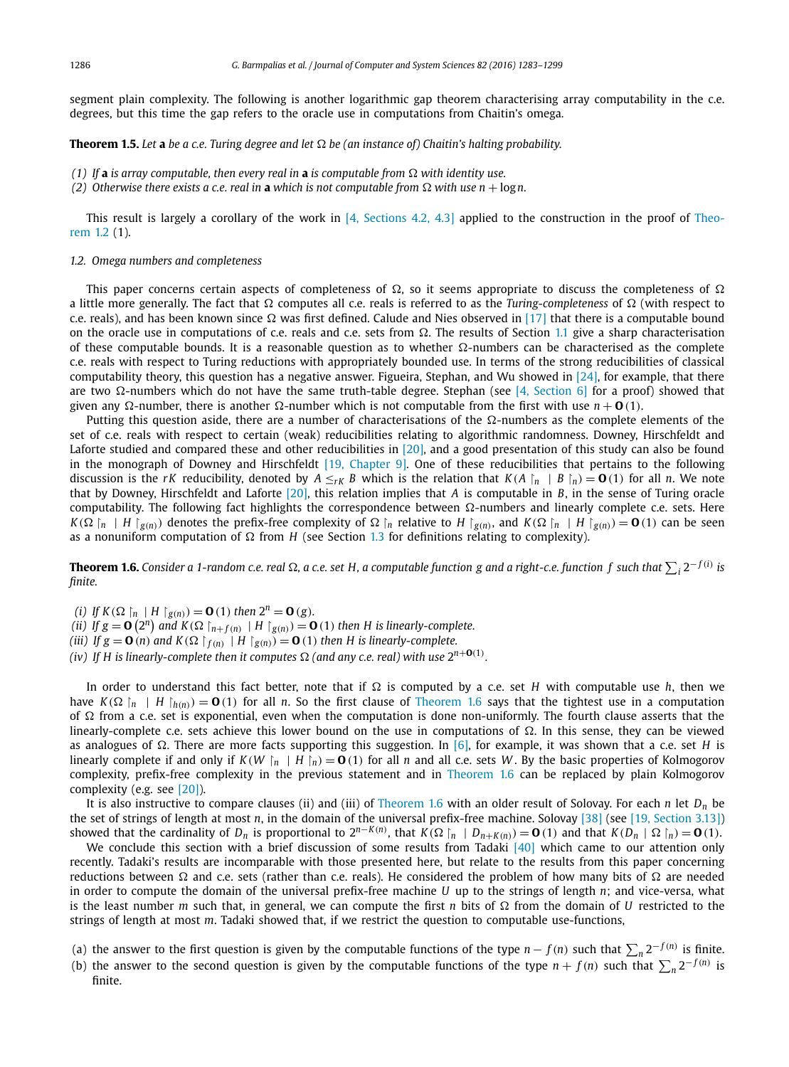segment plain complexity. The following is another logarithmic gap theorem characterising array computability in the c.e. degrees, but this time the gap refers to the oracle use in computations from Chaitin's omega.

**Theorem 1.5.** *Let* **a** *be a c.e. Turing degree and let $\Omega$ be (an instance of) Chaitin's halting probability.*

*(1) If* **a** *is array computable, then every real in* **a** *is computable from $\Omega$ with identity use.*
*(2) Otherwise there exists a c.e. real in* **a** *which is not computable from $\Omega$ with use $n + \log n$.*

This result is largely a corollary of the work in [4, Sections 4.2, 4.3] applied to the construction in the proof of Theorem 1.2 (1).

### 1.2. Omega numbers and completeness

This paper concerns certain aspects of completeness of $\Omega$, so it seems appropriate to discuss the completeness of $\Omega$ a little more generally. The fact that $\Omega$ computes all c.e. reals is referred to as the *Turing-completeness* of $\Omega$ (with respect to c.e. reals), and has been known since $\Omega$ was first defined. Calude and Nies observed in [17] that there is a computable bound on the oracle use in computations of c.e. reals and c.e. sets from $\Omega$. The results of Section 1.1 give a sharp characterisation of these computable bounds. It is a reasonable question as to whether $\Omega$-numbers can be characterised as the complete c.e. reals with respect to Turing reductions with appropriately bounded use. In terms of the strong reducibilities of classical computability theory, this question has a negative answer. Figueira, Stephan, and Wu showed in [24], for example, that there are two $\Omega$-numbers which do not have the same truth-table degree. Stephan (see [4, Section 6] for a proof) showed that given any $\Omega$-number, there is another $\Omega$-number which is not computable from the first with use $n + \mathbf{O}(1)$.

Putting this question aside, there are a number of characterisations of the $\Omega$-numbers as the complete elements of the set of c.e. reals with respect to certain (weak) reducibilities relating to algorithmic randomness. Downey, Hirschfeldt and Laforte studied and compared these and other reducibilities in [20], and a good presentation of this study can also be found in the monograph of Downey and Hirschfeldt [19, Chapter 9]. One of these reducibilities that pertains to the following discussion is the $rK$ reducibility, denoted by $A \le_{rK} B$ which is the relation that $K(A\upharpoonright_n \mid B\upharpoonright_n) = \mathbf{O}(1)$ for all $n$. We note that by Downey, Hirschfeldt and Laforte [20], this relation implies that $A$ is computable in $B$, in the sense of Turing oracle computability. The following fact highlights the correspondence between $\Omega$-numbers and linearly complete c.e. sets. Here $K(\Omega\upharpoonright_n \mid H\upharpoonright_{g(n)})$ denotes the prefix-free complexity of $\Omega\upharpoonright_n$ relative to $H\upharpoonright_{g(n)}$, and $K(\Omega\upharpoonright_n \mid H\upharpoonright_{g(n)}) = \mathbf{O}(1)$ can be seen as a nonuniform computation of $\Omega$ from $H$ (see Section 1.3 for definitions relating to complexity).

**Theorem 1.6.** *Consider a 1-random c.e. real $\Omega$, a c.e. set $H$, a computable function $g$ and a right-c.e. function $f$ such that $\sum_i 2^{-f(i)}$ is finite.*

*(i) If $K(\Omega\upharpoonright_n \mid H\upharpoonright_{g(n)}) = \mathbf{O}(1)$ then $2^n = \mathbf{O}(g)$.*
*(ii) If $g = \mathbf{O}(2^n)$ and $K(\Omega\upharpoonright_{n+f(n)} \mid H\upharpoonright_{g(n)}) = \mathbf{O}(1)$ then $H$ is linearly-complete.*
*(iii) If $g = \mathbf{O}(n)$ and $K(\Omega\upharpoonright_{f(n)} \mid H\upharpoonright_{g(n)}) = \mathbf{O}(1)$ then $H$ is linearly-complete.*
*(iv) If $H$ is linearly-complete then it computes $\Omega$ (and any c.e. real) with use $2^{n+\mathbf{O}(1)}$.*

In order to understand this fact better, note that if $\Omega$ is computed by a c.e. set $H$ with computable use $h$, then we have $K(\Omega\upharpoonright_n \mid H\upharpoonright_{h(n)}) = \mathbf{O}(1)$ for all $n$. So the first clause of Theorem 1.6 says that the tightest use in a computation of $\Omega$ from a c.e. set is exponential, even when the computation is done non-uniformly. The fourth clause asserts that the linearly-complete c.e. sets achieve this lower bound on the use in computations of $\Omega$. In this sense, they can be viewed as analogues of $\Omega$. There are more facts supporting this suggestion. In [6], for example, it was shown that a c.e. set $H$ is linearly complete if and only if $K(W\upharpoonright_n \mid H\upharpoonright_n) = \mathbf{O}(1)$ for all $n$ and all c.e. sets $W$. By the basic properties of Kolmogorov complexity, prefix-free complexity in the previous statement and in Theorem 1.6 can be replaced by plain Kolmogorov complexity (e.g. see [20]).

It is also instructive to compare clauses (ii) and (iii) of Theorem 1.6 with an older result of Solovay. For each $n$ let $D_n$ be the set of strings of length at most $n$, in the domain of the universal prefix-free machine. Solovay [38] (see [19, Section 3.13]) showed that the cardinality of $D_n$ is proportional to $2^{n-K(n)}$, that $K(\Omega\upharpoonright_n \mid D_{n+K(n)}) = \mathbf{O}(1)$ and that $K(D_n \mid \Omega\upharpoonright_n) = \mathbf{O}(1)$.

We conclude this section with a brief discussion of some results from Tadaki [40] which came to our attention only recently. Tadaki's results are incomparable with those presented here, but relate to the results from this paper concerning reductions between $\Omega$ and c.e. sets (rather than c.e. reals). He considered the problem of how many bits of $\Omega$ are needed in order to compute the domain of the universal prefix-free machine $U$ up to the strings of length $n$; and vice-versa, what is the least number $m$ such that, in general, we can compute the first $n$ bits of $\Omega$ from the domain of $U$ restricted to the strings of length at most $m$. Tadaki showed that, if we restrict the question to computable use-functions,

(a) the answer to the first question is given by the computable functions of the type $n - f(n)$ such that $\sum_n 2^{-f(n)}$ is finite.
(b) the answer to the second question is given by the computable functions of the type $n + f(n)$ such that $\sum_n 2^{-f(n)}$ is finite.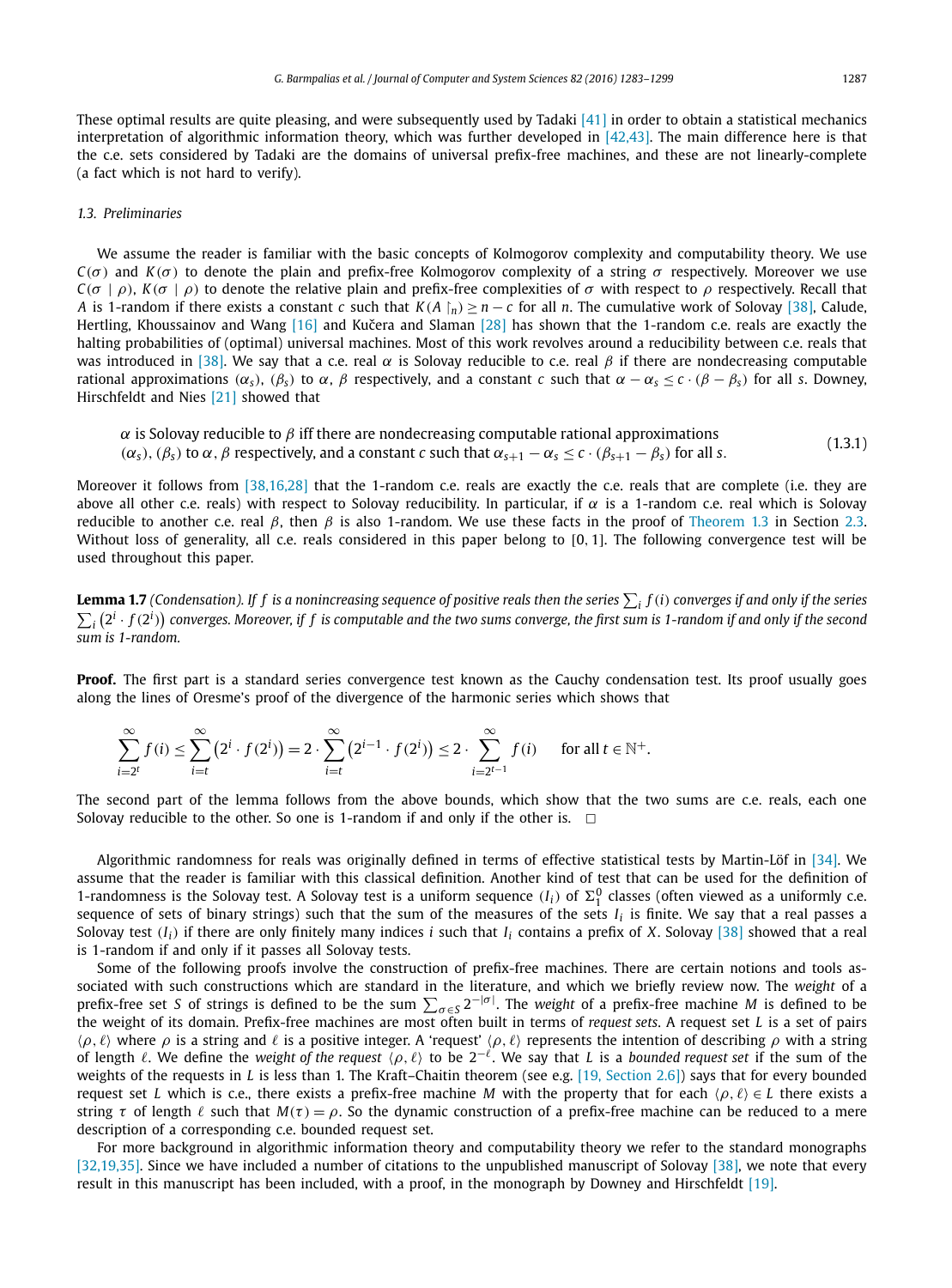These optimal results are quite pleasing, and were subsequently used by Tadaki [41] in order to obtain a statistical mechanics interpretation of algorithmic information theory, which was further developed in [42,43]. The main difference here is that the c.e. sets considered by Tadaki are the domains of universal prefix-free machines, and these are not linearly-complete (a fact which is not hard to verify).

### 1.3. Preliminaries

We assume the reader is familiar with the basic concepts of Kolmogorov complexity and computability theory. We use $C(\sigma)$ and $K(\sigma)$ to denote the plain and prefix-free Kolmogorov complexity of a string $\sigma$ respectively. Moreover we use $C(\sigma \mid \rho)$, $K(\sigma \mid \rho)$ to denote the relative plain and prefix-free complexities of $\sigma$ with respect to $\rho$ respectively. Recall that $A$ is 1-random if there exists a constant $c$ such that $K(A\upharpoonright_n) \geq n - c$ for all $n$. The cumulative work of Solovay [38], Calude, Hertling, Khoussainov and Wang [16] and Kučera and Slaman [28] has shown that the 1-random c.e. reals are exactly the halting probabilities of (optimal) universal machines. Most of this work revolves around a reducibility between c.e. reals that was introduced in [38]. We say that a c.e. real $\alpha$ is Solovay reducible to c.e. real $\beta$ if there are nondecreasing computable rational approximations $(\alpha_s)$, $(\beta_s)$ to $\alpha$, $\beta$ respectively, and a constant $c$ such that $\alpha - \alpha_s \leq c \cdot (\beta - \beta_s)$ for all $s$. Downey, Hirschfeldt and Nies [21] showed that

$$\alpha \text{ is Solovay reducible to } \beta \text{ iff there are nondecreasing computable rational approximations } (\alpha_s), (\beta_s) \text{ to } \alpha, \beta \text{ respectively, and a constant } c \text{ such that } \alpha_{s+1} - \alpha_s \leq c \cdot (\beta_{s+1} - \beta_s) \text{ for all } s. \tag{1.3.1}$$

Moreover it follows from [38,16,28] that the 1-random c.e. reals are exactly the c.e. reals that are complete (i.e. they are above all other c.e. reals) with respect to Solovay reducibility. In particular, if $\alpha$ is a 1-random c.e. real which is Solovay reducible to another c.e. real $\beta$, then $\beta$ is also 1-random. We use these facts in the proof of Theorem 1.3 in Section 2.3. Without loss of generality, all c.e. reals considered in this paper belong to $[0, 1]$. The following convergence test will be used throughout this paper.

**Lemma 1.7** *(Condensation). If $f$ is a nonincreasing sequence of positive reals then the series $\sum_i f(i)$ converges if and only if the series $\sum_i \left(2^i \cdot f(2^i)\right)$ converges. Moreover, if $f$ is computable and the two sums converge, the first sum is 1-random if and only if the second sum is 1-random.*

**Proof.** The first part is a standard series convergence test known as the Cauchy condensation test. Its proof usually goes along the lines of Oresme's proof of the divergence of the harmonic series which shows that

$$\sum_{i=2^t}^{\infty} f(i) \leq \sum_{i=t}^{\infty} \left(2^i \cdot f(2^i)\right) = 2 \cdot \sum_{i=t}^{\infty} \left(2^{i-1} \cdot f(2^i)\right) \leq 2 \cdot \sum_{i=2^{t-1}}^{\infty} f(i) \qquad \text{for all } t \in \mathbb{N}^+.$$

The second part of the lemma follows from the above bounds, which show that the two sums are c.e. reals, each one Solovay reducible to the other. So one is 1-random if and only if the other is. $\square$

Algorithmic randomness for reals was originally defined in terms of effective statistical tests by Martin-Löf in [34]. We assume that the reader is familiar with this classical definition. Another kind of test that can be used for the definition of 1-randomness is the Solovay test. A Solovay test is a uniform sequence $(I_i)$ of $\Sigma^0_1$ classes (often viewed as a uniformly c.e. sequence of sets of binary strings) such that the sum of the measures of the sets $I_i$ is finite. We say that a real passes a Solovay test $(I_i)$ if there are only finitely many indices $i$ such that $I_i$ contains a prefix of $X$. Solovay [38] showed that a real is 1-random if and only if it passes all Solovay tests.

Some of the following proofs involve the construction of prefix-free machines. There are certain notions and tools associated with such constructions which are standard in the literature, and which we briefly review now. The *weight* of a prefix-free set $S$ of strings is defined to be the sum $\sum_{\sigma \in S} 2^{-|\sigma|}$. The *weight* of a prefix-free machine $M$ is defined to be the weight of its domain. Prefix-free machines are most often built in terms of *request sets*. A request set $L$ is a set of pairs $\langle \rho, \ell \rangle$ where $\rho$ is a string and $\ell$ is a positive integer. A 'request' $\langle \rho, \ell \rangle$ represents the intention of describing $\rho$ with a string of length $\ell$. We define the *weight of the request* $\langle \rho, \ell \rangle$ to be $2^{-\ell}$. We say that $L$ is a *bounded request set* if the sum of the weights of the requests in $L$ is less than 1. The Kraft–Chaitin theorem (see e.g. [19, Section 2.6]) says that for every bounded request set $L$ which is c.e., there exists a prefix-free machine $M$ with the property that for each $\langle \rho, \ell \rangle \in L$ there exists a string $\tau$ of length $\ell$ such that $M(\tau) = \rho$. So the dynamic construction of a prefix-free machine can be reduced to a mere description of a corresponding c.e. bounded request set.

For more background in algorithmic information theory and computability theory we refer to the standard monographs [32,19,35]. Since we have included a number of citations to the unpublished manuscript of Solovay [38], we note that every result in this manuscript has been included, with a proof, in the monograph by Downey and Hirschfeldt [19].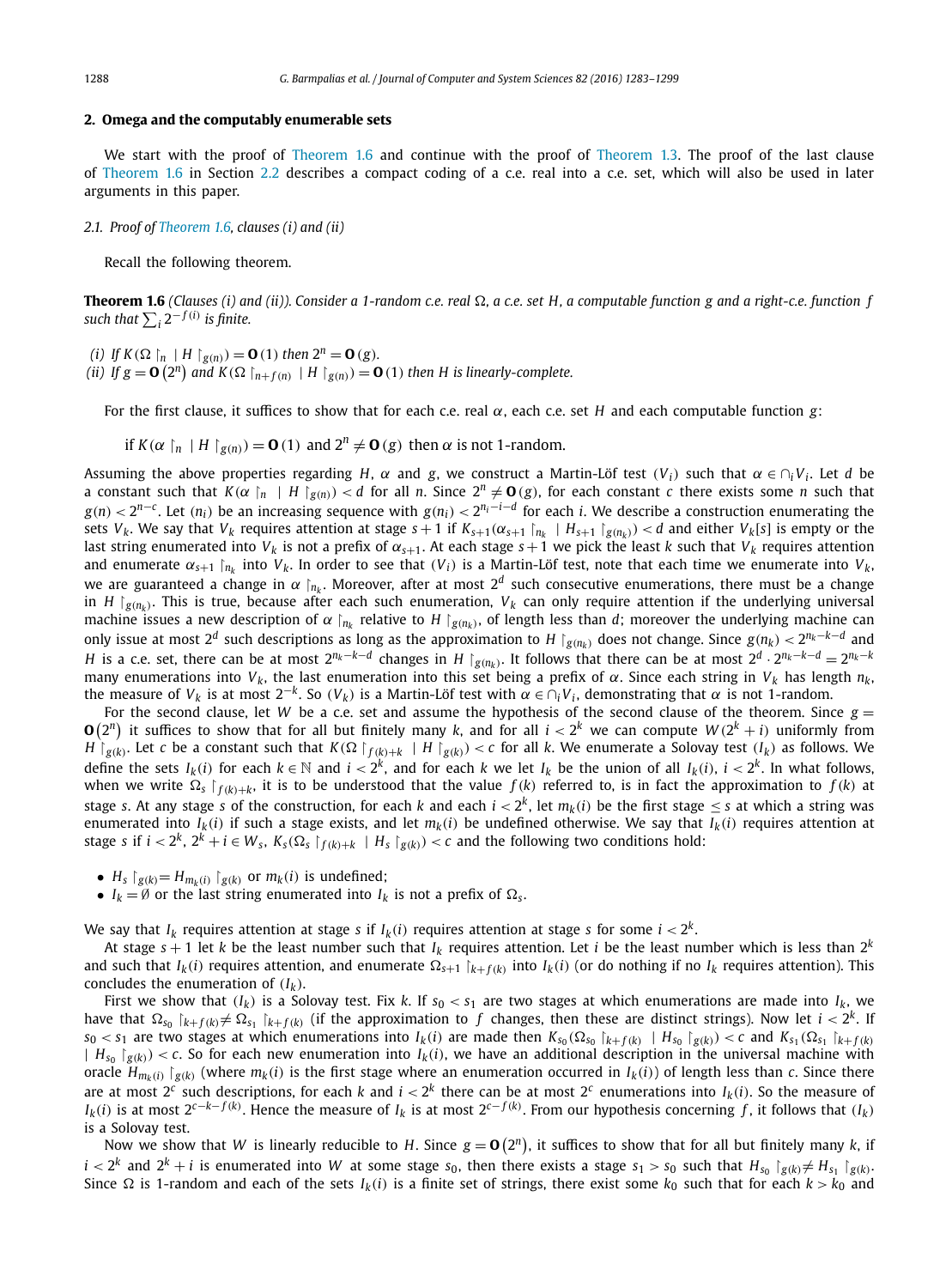## 2. Omega and the computably enumerable sets

We start with the proof of Theorem 1.6 and continue with the proof of Theorem 1.3. The proof of the last clause of Theorem 1.6 in Section 2.2 describes a compact coding of a c.e. real into a c.e. set, which will also be used in later arguments in this paper.

### 2.1. Proof of Theorem 1.6, clauses (i) and (ii)

Recall the following theorem.

**Theorem 1.6** *(Clauses (i) and (ii)). Consider a 1-random c.e. real $\Omega$, a c.e. set $H$, a computable function $g$ and a right-c.e. function $f$ such that $\sum_i 2^{-f(i)}$ is finite.*

*(i) If $K(\Omega\restriction_n \mid H\restriction_{g(n)}) = \mathbf{O}(1)$ then $2^n = \mathbf{O}(g)$.*
*(ii) If $g = \mathbf{O}(2^n)$ and $K(\Omega\restriction_{n+f(n)} \mid H\restriction_{g(n)}) = \mathbf{O}(1)$ then $H$ is linearly-complete.*

For the first clause, it suffices to show that for each c.e. real $\alpha$, each c.e. set $H$ and each computable function $g$:

if $K(\alpha\restriction_n \mid H\restriction_{g(n)}) = \mathbf{O}(1)$ and $2^n \neq \mathbf{O}(g)$ then $\alpha$ is not 1-random.

Assuming the above properties regarding $H$, $\alpha$ and $g$, we construct a Martin-Löf test $(V_i)$ such that $\alpha \in \cap_i V_i$. Let $d$ be a constant such that $K(\alpha\restriction_n \mid H\restriction_{g(n)}) < d$ for all $n$. Since $2^n \neq \mathbf{O}(g)$, for each constant $c$ there exists some $n$ such that $g(n) < 2^{n-c}$. Let $(n_i)$ be an increasing sequence with $g(n_i) < 2^{n_i-i-d}$ for each $i$. We describe a construction enumerating the sets $V_k$. We say that $V_k$ requires attention at stage $s+1$ if $K_{s+1}(\alpha_{s+1}\restriction_{n_k} \mid H_{s+1}\restriction_{g(n_k)}) < d$ and either $V_k[s]$ is empty or the last string enumerated into $V_k$ is not a prefix of $\alpha_{s+1}$. At each stage $s+1$ we pick the least $k$ such that $V_k$ requires attention and enumerate $\alpha_{s+1}\restriction_{n_k}$ into $V_k$. In order to see that $(V_i)$ is a Martin-Löf test, note that each time we enumerate into $V_k$, we are guaranteed a change in $\alpha\restriction_{n_k}$. Moreover, after at most $2^d$ such consecutive enumerations, there must be a change in $H\restriction_{g(n_k)}$. This is true, because after each such enumeration, $V_k$ can only require attention if the underlying universal machine issues a new description of $\alpha\restriction_{n_k}$ relative to $H\restriction_{g(n_k)}$, of length less than $d$; moreover the underlying machine can only issue at most $2^d$ such descriptions as long as the approximation to $H\restriction_{g(n_k)}$ does not change. Since $g(n_k) < 2^{n_k-k-d}$ and $H$ is a c.e. set, there can be at most $2^{n_k-k-d}$ changes in $H\restriction_{g(n_k)}$. It follows that there can be at most $2^d \cdot 2^{n_k-k-d} = 2^{n_k-k}$ many enumerations into $V_k$, the last enumeration into this set being a prefix of $\alpha$. Since each string in $V_k$ has length $n_k$, the measure of $V_k$ is at most $2^{-k}$. So $(V_k)$ is a Martin-Löf test with $\alpha \in \cap_i V_i$, demonstrating that $\alpha$ is not 1-random.

For the second clause, let $W$ be a c.e. set and assume the hypothesis of the second clause of the theorem. Since $g = \mathbf{O}(2^n)$ it suffices to show that for all but finitely many $k$, and for all $i < 2^k$ we can compute $W(2^k + i)$ uniformly from $H\restriction_{g(k)}$. Let $c$ be a constant such that $K(\Omega\restriction_{f(k)+k} \mid H\restriction_{g(k)}) < c$ for all $k$. We enumerate a Solovay test $(I_k)$ as follows. We define the sets $I_k(i)$ for each $k \in \mathbb{N}$ and $i < 2^k$, and for each $k$ we let $I_k$ be the union of all $I_k(i)$, $i < 2^k$. In what follows, when we write $\Omega_s\restriction_{f(k)+k}$, it is to be understood that the value $f(k)$ referred to, is in fact the approximation to $f(k)$ at stage $s$. At any stage $s$ of the construction, for each $k$ and each $i < 2^k$, let $m_k(i)$ be the first stage $\leq s$ at which a string was enumerated into $I_k(i)$ if such a stage exists, and let $m_k(i)$ be undefined otherwise. We say that $I_k(i)$ requires attention at stage $s$ if $i < 2^k$, $2^k + i \in W_s$, $K_s(\Omega_s\restriction_{f(k)+k} \mid H_s\restriction_{g(k)}) < c$ and the following two conditions hold:

- $H_s\restriction_{g(k)} = H_{m_k(i)}\restriction_{g(k)}$ or $m_k(i)$ is undefined;
- $I_k = \emptyset$ or the last string enumerated into $I_k$ is not a prefix of $\Omega_s$.

We say that $I_k$ requires attention at stage $s$ if $I_k(i)$ requires attention at stage $s$ for some $i < 2^k$.

At stage $s+1$ let $k$ be the least number such that $I_k$ requires attention. Let $i$ be the least number which is less than $2^k$ and such that $I_k(i)$ requires attention, and enumerate $\Omega_{s+1}\restriction_{k+f(k)}$ into $I_k(i)$ (or do nothing if no $I_k$ requires attention). This concludes the enumeration of $(I_k)$.

First we show that $(I_k)$ is a Solovay test. Fix $k$. If $s_0 < s_1$ are two stages at which enumerations are made into $I_k$, we have that $\Omega_{s_0}\restriction_{k+f(k)} \neq \Omega_{s_1}\restriction_{k+f(k)}$ (if the approximation to $f$ changes, then these are distinct strings). Now let $i < 2^k$. If $s_0 < s_1$ are two stages at which enumerations are made into $I_k(i)$ are made then $K_{s_0}(\Omega_{s_0}\restriction_{k+f(k)} \mid H_{s_0}\restriction_{g(k)}) < c$ and $K_{s_1}(\Omega_{s_1}\restriction_{k+f(k)} \mid H_{s_0}\restriction_{g(k)}) < c$. So for each new enumeration into $I_k(i)$, we have an additional description in the universal machine with oracle $H_{m_k(i)}\restriction_{g(k)}$ (where $m_k(i)$ is the first stage where an enumeration occurred in $I_k(i)$) of length less than $c$. Since there are at most $2^c$ such descriptions, for each $k$ and $i < 2^k$ there can be at most $2^c$ enumerations into $I_k(i)$. So the measure of $I_k(i)$ is at most $2^{c-k-f(k)}$. Hence the measure of $I_k$ is at most $2^{c-f(k)}$. From our hypothesis concerning $f$, it follows that $(I_k)$ is a Solovay test.

Now we show that $W$ is linearly reducible to $H$. Since $g = \mathbf{O}(2^n)$, it suffices to show that for all but finitely many $k$, if $i < 2^k$ and $2^k + i$ is enumerated into $W$ at some stage $s_0$, then there exists a stage $s_1 > s_0$ such that $H_{s_0}\restriction_{g(k)} \neq H_{s_1}\restriction_{g(k)}$. Since $\Omega$ is 1-random and each of the sets $I_k(i)$ is a finite set of strings, there exist some $k_0$ such that for each $k > k_0$ and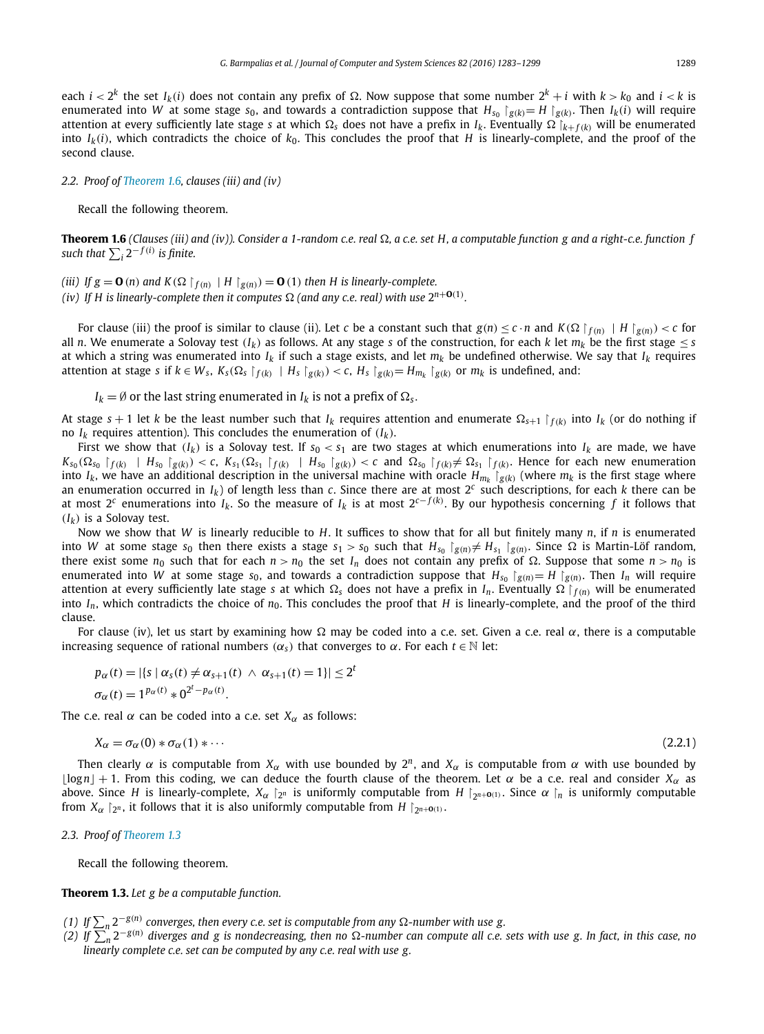each $i < 2^k$ the set $I_k(i)$ does not contain any prefix of $\Omega$. Now suppose that some number $2^k + i$ with $k > k_0$ and $i < k$ is enumerated into $W$ at some stage $s_0$, and towards a contradiction suppose that $H_{s_0} \upharpoonright_{g(k)} = H \upharpoonright_{g(k)}$. Then $I_k(i)$ will require attention at every sufficiently late stage $s$ at which $\Omega_s$ does not have a prefix in $I_k$. Eventually $\Omega \upharpoonright_{k+f(k)}$ will be enumerated into $I_k(i)$, which contradicts the choice of $k_0$. This concludes the proof that $H$ is linearly-complete, and the proof of the second clause.

### 2.2. Proof of Theorem 1.6, clauses (iii) and (iv)

Recall the following theorem.

**Theorem 1.6** *(Clauses (iii) and (iv)). Consider a 1-random c.e. real $\Omega$, a c.e. set $H$, a computable function $g$ and a right-c.e. function $f$ such that $\sum_i 2^{-f(i)}$ is finite.*

*(iii) If $g = \mathbf{O}(n)$ and $K(\Omega \upharpoonright_{f(n)} \mid H \upharpoonright_{g(n)}) = \mathbf{O}(1)$ then $H$ is linearly-complete.*
*(iv) If $H$ is linearly-complete then it computes $\Omega$ (and any c.e. real) with use $2^{n+\mathbf{O}(1)}$.*

For clause (iii) the proof is similar to clause (ii). Let $c$ be a constant such that $g(n) \le c \cdot n$ and $K(\Omega \upharpoonright_{f(n)} \mid H \upharpoonright_{g(n)}) < c$ for all $n$. We enumerate a Solovay test $(I_k)$ as follows. At any stage $s$ of the construction, for each $k$ let $m_k$ be the first stage $\le s$ at which a string was enumerated into $I_k$ if such a stage exists, and let $m_k$ be undefined otherwise. We say that $I_k$ requires attention at stage $s$ if $k \in W_s$, $K_s(\Omega_s \upharpoonright_{f(k)} \mid H_s \upharpoonright_{g(k)}) < c$, $H_s \upharpoonright_{g(k)} = H_{m_k} \upharpoonright_{g(k)}$ or $m_k$ is undefined, and:

$I_k = \emptyset$ or the last string enumerated in $I_k$ is not a prefix of $\Omega_s$.

At stage $s+1$ let $k$ be the least number such that $I_k$ requires attention and enumerate $\Omega_{s+1} \upharpoonright_{f(k)}$ into $I_k$ (or do nothing if no $I_k$ requires attention). This concludes the enumeration of $(I_k)$.

First we show that $(I_k)$ is a Solovay test. If $s_0 < s_1$ are two stages at which enumerations into $I_k$ are made, we have $K_{s_0}(\Omega_{s_0} \upharpoonright_{f(k)} \mid H_{s_0} \upharpoonright_{g(k)}) < c$, $K_{s_1}(\Omega_{s_1} \upharpoonright_{f(k)} \mid H_{s_0} \upharpoonright_{g(k)}) < c$ and $\Omega_{s_0} \upharpoonright_{f(k)} \ne \Omega_{s_1} \upharpoonright_{f(k)}$. Hence for each new enumeration into $I_k$, we have an additional description in the universal machine with oracle $H_{m_k} \upharpoonright_{g(k)}$ (where $m_k$ is the first stage where an enumeration occurred in $I_k$) of length less than $c$. Since there are at most $2^c$ such descriptions, for each $k$ there can be at most $2^c$ enumerations into $I_k$. So the measure of $I_k$ is at most $2^{c-f(k)}$. By our hypothesis concerning $f$ it follows that $(I_k)$ is a Solovay test.

Now we show that $W$ is linearly reducible to $H$. It suffices to show that for all but finitely many $n$, if $n$ is enumerated into $W$ at some stage $s_0$ then there exists a stage $s_1 > s_0$ such that $H_{s_0} \upharpoonright_{g(n)} \ne H_{s_1} \upharpoonright_{g(n)}$. Since $\Omega$ is Martin-Löf random, there exist some $n_0$ such that for each $n > n_0$ the set $I_n$ does not contain any prefix of $\Omega$. Suppose that some $n > n_0$ is enumerated into $W$ at some stage $s_0$, and towards a contradiction suppose that $H_{s_0} \upharpoonright_{g(n)} = H \upharpoonright_{g(n)}$. Then $I_n$ will require attention at every sufficiently late stage $s$ at which $\Omega_s$ does not have a prefix in $I_n$. Eventually $\Omega \upharpoonright_{f(n)}$ will be enumerated into $I_n$, which contradicts the choice of $n_0$. This concludes the proof that $H$ is linearly-complete, and the proof of the third clause.

For clause (iv), let us start by examining how $\Omega$ may be coded into a c.e. set. Given a c.e. real $\alpha$, there is a computable increasing sequence of rational numbers $(\alpha_s)$ that converges to $\alpha$. For each $t \in \mathbb{N}$ let:

$$p_\alpha(t) = |\{s \mid \alpha_s(t) \ne \alpha_{s+1}(t) \ \wedge \ \alpha_{s+1}(t) = 1\}| \le 2^t$$
$$\sigma_\alpha(t) = 1^{p_\alpha(t)} * 0^{2^t - p_\alpha(t)}.$$

The c.e. real $\alpha$ can be coded into a c.e. set $X_\alpha$ as follows:

$$X_\alpha = \sigma_\alpha(0) * \sigma_\alpha(1) * \cdots \tag{2.2.1}$$

Then clearly $\alpha$ is computable from $X_\alpha$ with use bounded by $2^n$, and $X_\alpha$ is computable from $\alpha$ with use bounded by $\lfloor \log n \rfloor + 1$. From this coding, we can deduce the fourth clause of the theorem. Let $\alpha$ be a c.e. real and consider $X_\alpha$ as above. Since $H$ is linearly-complete, $X_\alpha \upharpoonright_{2^n}$ is uniformly computable from $H \upharpoonright_{2^{n+\mathbf{O}(1)}}$. Since $\alpha \upharpoonright_n$ is uniformly computable from $X_\alpha \upharpoonright_{2^n}$, it follows that it is also uniformly computable from $H \upharpoonright_{2^{n+\mathbf{O}(1)}}$.

### 2.3. Proof of Theorem 1.3

Recall the following theorem.

**Theorem 1.3.** *Let $g$ be a computable function.*

*(1) If $\sum_n 2^{-g(n)}$ converges, then every c.e. set is computable from any $\Omega$-number with use $g$.*
*(2) If $\sum_n 2^{-g(n)}$ diverges and $g$ is nondecreasing, then no $\Omega$-number can compute all c.e. sets with use $g$. In fact, in this case, no linearly complete c.e. set can be computed by any c.e. real with use $g$.*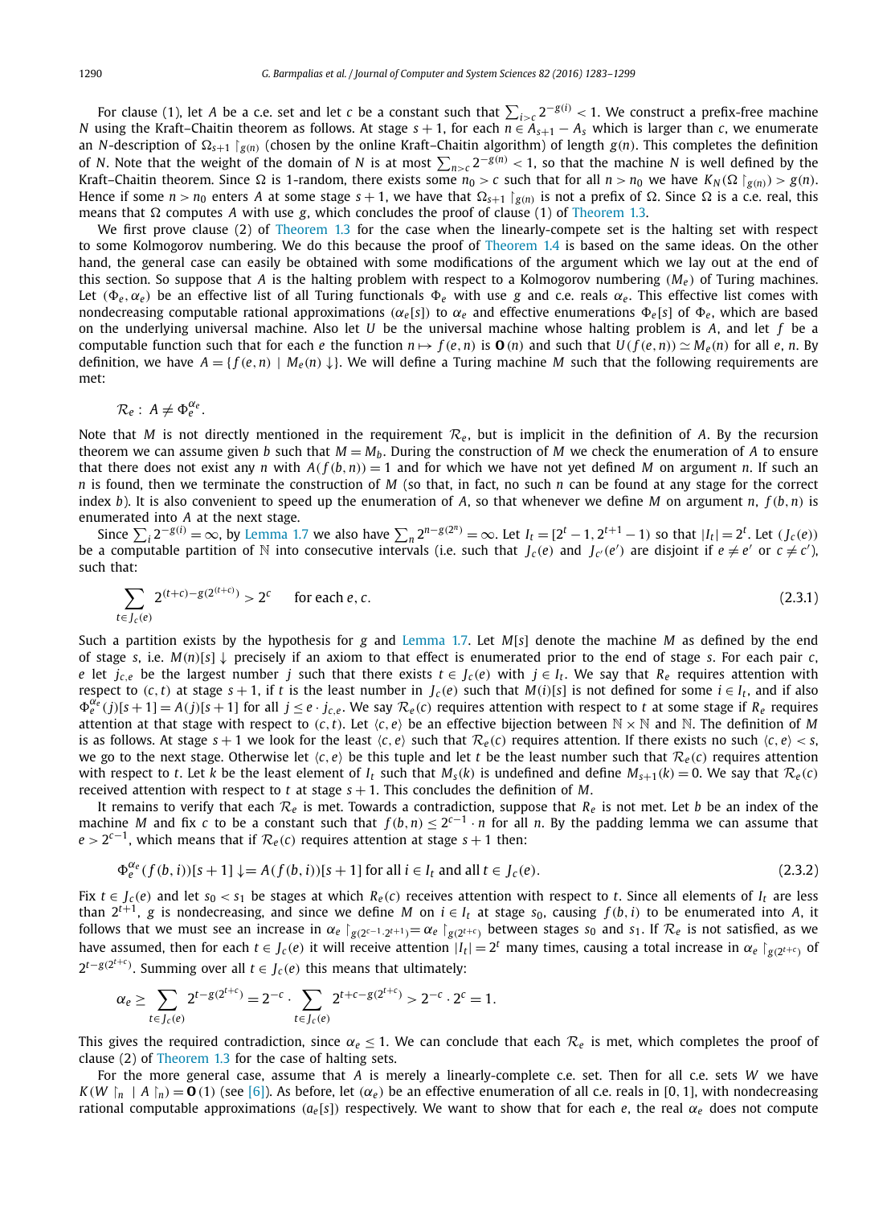For clause (1), let $A$ be a c.e. set and let $c$ be a constant such that $\sum_{i>c} 2^{-g(i)} < 1$. We construct a prefix-free machine $N$ using the Kraft–Chaitin theorem as follows. At stage $s+1$, for each $n \in A_{s+1} - A_s$ which is larger than $c$, we enumerate an $N$-description of $\Omega_{s+1} \upharpoonright_{g(n)}$ (chosen by the online Kraft–Chaitin algorithm) of length $g(n)$. This completes the definition of $N$. Note that the weight of the domain of $N$ is at most $\sum_{n>c} 2^{-g(n)} < 1$, so that the machine $N$ is well defined by the Kraft–Chaitin theorem. Since $\Omega$ is 1-random, there exists some $n_0 > c$ such that for all $n > n_0$ we have $K_N(\Omega \upharpoonright_{g(n)}) > g(n)$. Hence if some $n > n_0$ enters $A$ at some stage $s+1$, we have that $\Omega_{s+1} \upharpoonright_{g(n)}$ is not a prefix of $\Omega$. Since $\Omega$ is a c.e. real, this means that $\Omega$ computes $A$ with use $g$, which concludes the proof of clause (1) of Theorem 1.3.

We first prove clause (2) of Theorem 1.3 for the case when the linearly-compete set is the halting set with respect to some Kolmogorov numbering. We do this because the proof of Theorem 1.4 is based on the same ideas. On the other hand, the general case can easily be obtained with some modifications of the argument which we lay out at the end of this section. So suppose that $A$ is the halting problem with respect to a Kolmogorov numbering $(M_e)$ of Turing machines. Let $(\Phi_e, \alpha_e)$ be an effective list of all Turing functionals $\Phi_e$ with use $g$ and c.e. reals $\alpha_e$. This effective list comes with nondecreasing computable rational approximations $(\alpha_e[s])$ to $\alpha_e$ and effective enumerations $\Phi_e[s]$ of $\Phi_e$, which are based on the underlying universal machine. Also let $U$ be the universal machine whose halting problem is $A$, and let $f$ be a computable function such that for each $e$ the function $n \mapsto f(e,n)$ is $\mathbf{O}(n)$ and such that $U(f(e,n)) \simeq M_e(n)$ for all $e, n$. By definition, we have $A = \{f(e,n) \mid M_e(n)\downarrow\}$. We will define a Turing machine $M$ such that the following requirements are met:

$$\mathcal{R}_e: \ A \neq \Phi_e^{\alpha_e}.$$

Note that $M$ is not directly mentioned in the requirement $\mathcal{R}_e$, but is implicit in the definition of $A$. By the recursion theorem we can assume given $b$ such that $M = M_b$. During the construction of $M$ we check the enumeration of $A$ to ensure that there does not exist any $n$ with $A(f(b,n)) = 1$ and for which we have not yet defined $M$ on argument $n$. If such an $n$ is found, then we terminate the construction of $M$ (so that, in fact, no such $n$ can be found at any stage for the correct index $b$). It is also convenient to speed up the enumeration of $A$, so that whenever we define $M$ on argument $n$, $f(b,n)$ is enumerated into $A$ at the next stage.

Since $\sum_i 2^{-g(i)} = \infty$, by Lemma 1.7 we also have $\sum_n 2^{n-g(2^n)} = \infty$. Let $I_t = [2^t - 1, 2^{t+1} - 1)$ so that $|I_t| = 2^t$. Let $(J_c(e))$ be a computable partition of $\mathbb{N}$ into consecutive intervals (i.e. such that $J_c(e)$ and $J_{c'}(e')$ are disjoint if $e \neq e'$ or $c \neq c'$), such that:

$$\sum_{t \in J_c(e)} 2^{(t+c)-g(2^{(t+c)})} > 2^c \qquad \text{for each } e, c. \tag{2.3.1}$$

Such a partition exists by the hypothesis for $g$ and Lemma 1.7. Let $M[s]$ denote the machine $M$ as defined by the end of stage $s$, i.e. $M(n)[s]\downarrow$ precisely if an axiom to that effect is enumerated prior to the end of stage $s$. For each pair $c$, $e$ let $j_{c,e}$ be the largest number $j$ such that there exists $t \in J_c(e)$ with $j \in I_t$. We say that $R_e$ requires attention with respect to $(c,t)$ at stage $s+1$, if $t$ is the least number in $J_c(e)$ such that $M(i)[s]$ is not defined for some $i \in I_t$, and if also $\Phi_e^{\alpha_e}(j)[s+1] = A(j)[s+1]$ for all $j \leq e \cdot j_{c,e}$. We say $\mathcal{R}_e(c)$ requires attention with respect to $t$ at some stage if $R_e$ requires attention at that stage with respect to $(c,t)$. Let $\langle c, e\rangle$ be an effective bijection between $\mathbb{N} \times \mathbb{N}$ and $\mathbb{N}$. The definition of $M$ is as follows. At stage $s+1$ we look for the least $\langle c, e\rangle$ such that $\mathcal{R}_e(c)$ requires attention. If there exists no such $\langle c, e\rangle < s$, we go to the next stage. Otherwise let $\langle c, e\rangle$ be this tuple and let $t$ be the least number such that $\mathcal{R}_e(c)$ requires attention with respect to $t$. Let $k$ be the least element of $I_t$ such that $M_s(k)$ is undefined and define $M_{s+1}(k) = 0$. We say that $\mathcal{R}_e(c)$ received attention with respect to $t$ at stage $s+1$. This concludes the definition of $M$.

It remains to verify that each $\mathcal{R}_e$ is met. Towards a contradiction, suppose that $R_e$ is not met. Let $b$ be an index of the machine $M$ and fix $c$ to be a constant such that $f(b,n) \leq 2^{c-1} \cdot n$ for all $n$. By the padding lemma we can assume that $e > 2^{c-1}$, which means that if $\mathcal{R}_e(c)$ requires attention at stage $s+1$ then:

$$\Phi_e^{\alpha_e}(f(b,i))[s+1]\downarrow = A(f(b,i))[s+1] \text{ for all } i \in I_t \text{ and all } t \in J_c(e). \tag{2.3.2}$$

Fix $t \in J_c(e)$ and let $s_0 < s_1$ be stages at which $R_e(c)$ receives attention with respect to $t$. Since all elements of $I_t$ are less than $2^{t+1}$, $g$ is nondecreasing, and since we define $M$ on $i \in I_t$ at stage $s_0$, causing $f(b,i)$ to be enumerated into $A$, it follows that we must see an increase in $\alpha_e \upharpoonright_{g(2^{c-1} \cdot 2^{t+1})} = \alpha_e \upharpoonright_{g(2^{t+c})}$ between stages $s_0$ and $s_1$. If $\mathcal{R}_e$ is not satisfied, as we have assumed, then for each $t \in J_c(e)$ it will receive attention $|I_t| = 2^t$ many times, causing a total increase in $\alpha_e \upharpoonright_{g(2^{t+c})}$ of $2^{t-g(2^{t+c})}$. Summing over all $t \in J_c(e)$ this means that ultimately:

$$\alpha_e \geq \sum_{t \in J_c(e)} 2^{t-g(2^{t+c})} = 2^{-c} \cdot \sum_{t \in J_c(e)} 2^{t+c-g(2^{t+c})} > 2^{-c} \cdot 2^c = 1.$$

This gives the required contradiction, since $\alpha_e \leq 1$. We can conclude that each $\mathcal{R}_e$ is met, which completes the proof of clause (2) of Theorem 1.3 for the case of halting sets.

For the more general case, assume that $A$ is merely a linearly-complete c.e. set. Then for all c.e. sets $W$ we have $K(W \upharpoonright_n \mid A \upharpoonright_n) = \mathbf{O}(1)$ (see [6]). As before, let $(\alpha_e)$ be an effective enumeration of all c.e. reals in $[0,1]$, with nondecreasing rational computable approximations $(a_e[s])$ respectively. We want to show that for each $e$, the real $\alpha_e$ does not compute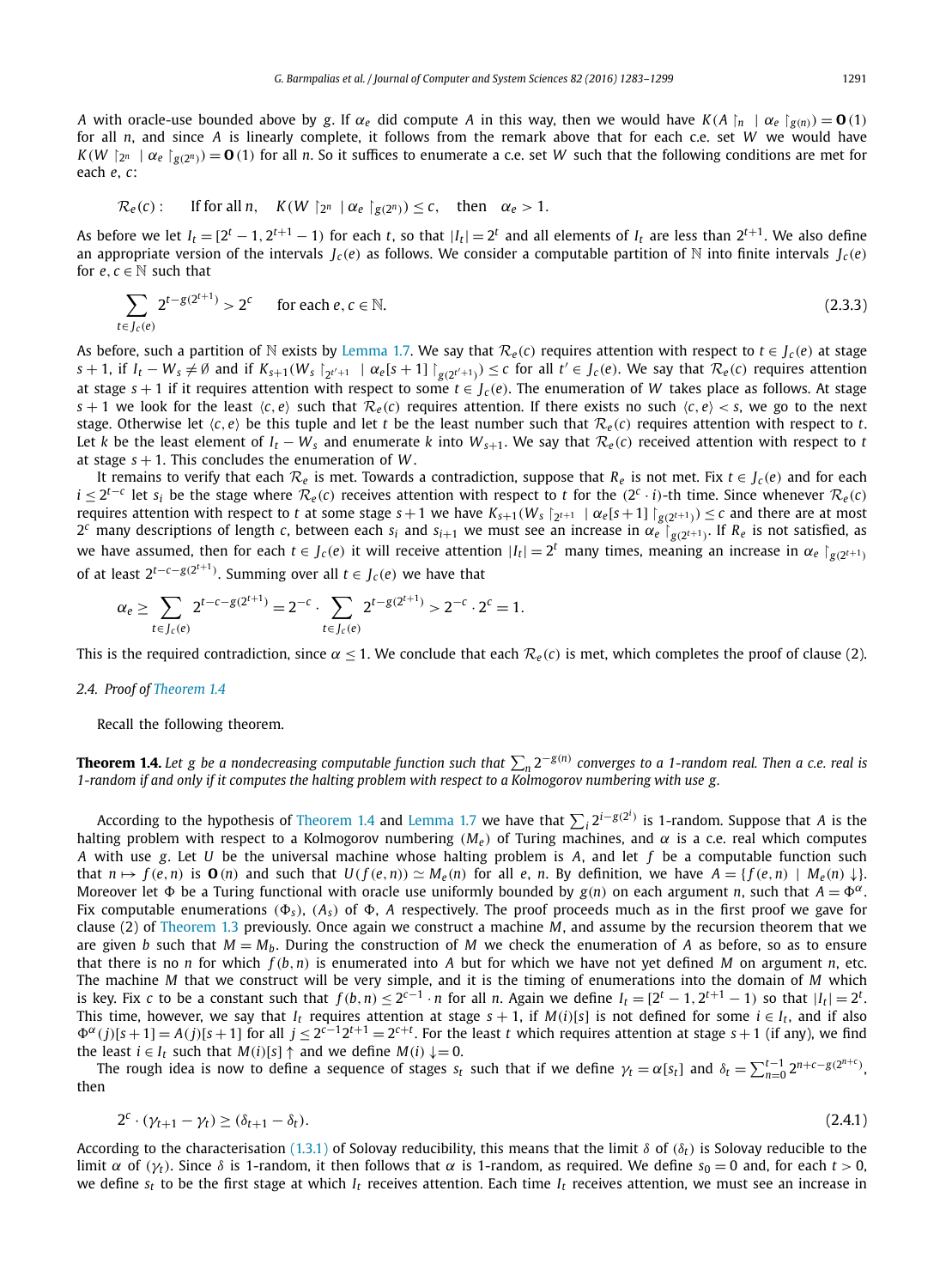$A$ with oracle-use bounded above by $g$. If $\alpha_e$ did compute $A$ in this way, then we would have $K(A\upharpoonright_n \mid \alpha_e \upharpoonright_{g(n)}) = \mathbf{O}(1)$ for all $n$, and since $A$ is linearly complete, it follows from the remark above that for each c.e. set $W$ we would have $K(W\upharpoonright_{2^n} \mid \alpha_e \upharpoonright_{g(2^n)}) = \mathbf{O}(1)$ for all $n$. So it suffices to enumerate a c.e. set $W$ such that the following conditions are met for each $e$, $c$:

$$\mathcal{R}_e(c): \qquad \text{If for all } n, \quad K(W\upharpoonright_{2^n} \mid \alpha_e \upharpoonright_{g(2^n)}) \le c, \quad \text{then} \quad \alpha_e > 1.$$

As before we let $I_t = [2^t - 1, 2^{t+1} - 1)$ for each $t$, so that $|I_t| = 2^t$ and all elements of $I_t$ are less than $2^{t+1}$. We also define an appropriate version of the intervals $J_c(e)$ as follows. We consider a computable partition of $\mathbb{N}$ into finite intervals $J_c(e)$ for $e, c \in \mathbb{N}$ such that

$$\sum_{t \in J_c(e)} 2^{t - g(2^{t+1})} > 2^c \qquad \text{for each } e, c \in \mathbb{N}. \tag{2.3.3}$$

As before, such a partition of $\mathbb{N}$ exists by Lemma 1.7. We say that $\mathcal{R}_e(c)$ requires attention with respect to $t \in J_c(e)$ at stage $s+1$, if $I_t - W_s \neq \emptyset$ and if $K_{s+1}(W_s \upharpoonright_{2^{t'+1}} \mid \alpha_e[s+1] \upharpoonright_{g(2^{t'+1})}) \le c$ for all $t' \in J_c(e)$. We say that $\mathcal{R}_e(c)$ requires attention at stage $s+1$ if it requires attention with respect to some $t \in J_c(e)$. The enumeration of $W$ takes place as follows. At stage $s+1$ we look for the least $\langle c, e \rangle$ such that $\mathcal{R}_e(c)$ requires attention. If there exists no such $\langle c, e \rangle < s$, we go to the next stage. Otherwise let $\langle c, e \rangle$ be this tuple and let $t$ be the least number such that $\mathcal{R}_e(c)$ requires attention with respect to $t$. Let $k$ be the least element of $I_t - W_s$ and enumerate $k$ into $W_{s+1}$. We say that $\mathcal{R}_e(c)$ received attention with respect to $t$ at stage $s+1$. This concludes the enumeration of $W$.

It remains to verify that each $\mathcal{R}_e$ is met. Towards a contradiction, suppose that $R_e$ is not met. Fix $t \in J_c(e)$ and for each $i \le 2^{t-c}$ let $s_i$ be the stage where $\mathcal{R}_e(c)$ receives attention with respect to $t$ for the $(2^c \cdot i)$-th time. Since whenever $\mathcal{R}_e(c)$ requires attention with respect to $t$ at some stage $s+1$ we have $K_{s+1}(W_s \upharpoonright_{2^{t+1}} \mid \alpha_e[s+1] \upharpoonright_{g(2^{t+1})}) \le c$ and there are at most $2^c$ many descriptions of length $c$, between each $s_i$ and $s_{i+1}$ we must see an increase in $\alpha_e \upharpoonright_{g(2^{t+1})}$. If $R_e$ is not satisfied, as we have assumed, then for each $t \in J_c(e)$ it will receive attention $|I_t| = 2^t$ many times, meaning an increase in $\alpha_e \upharpoonright_{g(2^{t+1})}$ of at least $2^{t-c-g(2^{t+1})}$. Summing over all $t \in J_c(e)$ we have that

$$\alpha_e \ge \sum_{t \in J_c(e)} 2^{t-c-g(2^{t+1})} = 2^{-c} \cdot \sum_{t \in J_c(e)} 2^{t-g(2^{t+1})} > 2^{-c} \cdot 2^c = 1.$$

This is the required contradiction, since $\alpha \le 1$. We conclude that each $\mathcal{R}_e(c)$ is met, which completes the proof of clause (2).

### 2.4. Proof of Theorem 1.4

Recall the following theorem.

**Theorem 1.4.** *Let $g$ be a nondecreasing computable function such that $\sum_n 2^{-g(n)}$ converges to a 1-random real. Then a c.e. real is 1-random if and only if it computes the halting problem with respect to a Kolmogorov numbering with use $g$.*

According to the hypothesis of Theorem 1.4 and Lemma 1.7 we have that $\sum_i 2^{i-g(2^i)}$ is 1-random. Suppose that $A$ is the halting problem with respect to a Kolmogorov numbering $(M_e)$ of Turing machines, and $\alpha$ is a c.e. real which computes $A$ with use $g$. Let $U$ be the universal machine whose halting problem is $A$, and let $f$ be a computable function such that $n \mapsto f(e,n)$ is $\mathbf{O}(n)$ and such that $U(f(e,n)) \simeq M_e(n)$ for all $e$, $n$. By definition, we have $A = \{f(e,n) \mid M_e(n)\downarrow\}$. Moreover let $\Phi$ be a Turing functional with oracle use uniformly bounded by $g(n)$ on each argument $n$, such that $A = \Phi^\alpha$. Fix computable enumerations $(\Phi_s)$, $(A_s)$ of $\Phi$, $A$ respectively. The proof proceeds much as in the first proof we gave for clause (2) of Theorem 1.3 previously. Once again we construct a machine $M$, and assume by the recursion theorem that we are given $b$ such that $M = M_b$. During the construction of $M$ we check the enumeration of $A$ as before, so as to ensure that there is no $n$ for which $f(b,n)$ is enumerated into $A$ but for which we have not yet defined $M$ on argument $n$, etc. The machine $M$ that we construct will be very simple, and it is the timing of enumerations into the domain of $M$ which is key. Fix $c$ to be a constant such that $f(b,n) \le 2^{c-1} \cdot n$ for all $n$. Again we define $I_t = [2^t - 1, 2^{t+1} - 1)$ so that $|I_t| = 2^t$. This time, however, we say that $I_t$ requires attention at stage $s+1$, if $M(i)[s]$ is not defined for some $i \in I_t$, and if also $\Phi^\alpha(j)[s+1] = A(j)[s+1]$ for all $j \le 2^{c-1}2^{t+1} = 2^{c+t}$. For the least $t$ which requires attention at stage $s+1$ (if any), we find the least $i \in I_t$ such that $M(i)[s]\uparrow$ and we define $M(i)\downarrow = 0$.

The rough idea is now to define a sequence of stages $s_t$ such that if we define $\gamma_t = \alpha[s_t]$ and $\delta_t = \sum_{n=0}^{t-1} 2^{n+c-g(2^{n+c})}$, then

$$2^c \cdot (\gamma_{t+1} - \gamma_t) \ge (\delta_{t+1} - \delta_t). \tag{2.4.1}$$

According to the characterisation (1.3.1) of Solovay reducibility, this means that the limit $\delta$ of $(\delta_t)$ is Solovay reducible to the limit $\alpha$ of $(\gamma_t)$. Since $\delta$ is 1-random, it then follows that $\alpha$ is 1-random, as required. We define $s_0 = 0$ and, for each $t > 0$, we define $s_t$ to be the first stage at which $I_t$ receives attention. Each time $I_t$ receives attention, we must see an increase in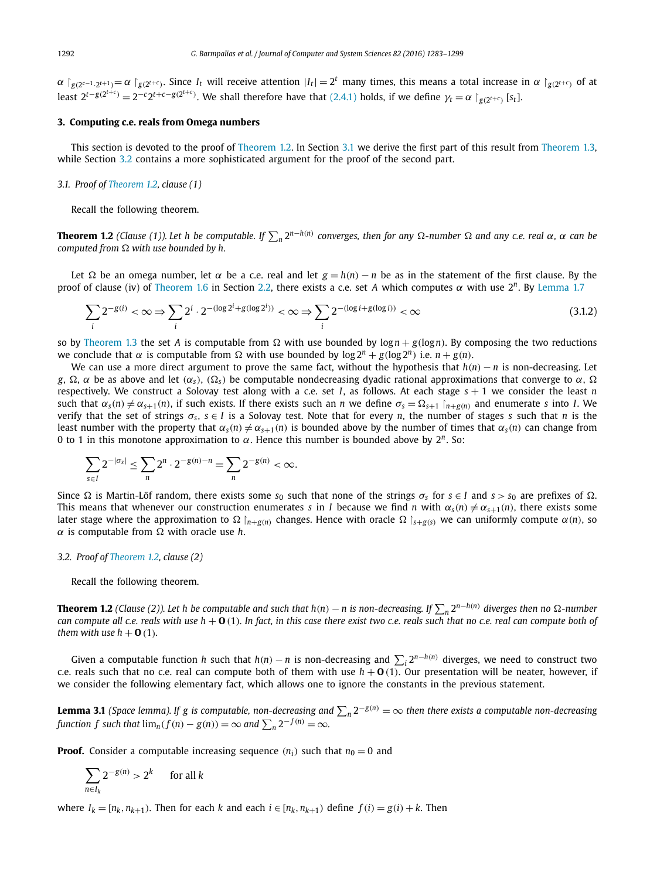$\alpha \upharpoonright_{g(2^{c-1}\cdot 2^{t+1})} = \alpha \upharpoonright_{g(2^{t+c})}$. Since $I_t$ will receive attention $|I_t| = 2^t$ many times, this means a total increase in $\alpha \upharpoonright_{g(2^{t+c})}$ of at least $2^{t-g(2^{t+c})} = 2^{-c}2^{t+c-g(2^{t+c})}$. We shall therefore have that (2.4.1) holds, if we define $\gamma_t = \alpha \upharpoonright_{g(2^{t+c})} [s_t]$.

## 3. Computing c.e. reals from Omega numbers

This section is devoted to the proof of Theorem 1.2. In Section 3.1 we derive the first part of this result from Theorem 1.3, while Section 3.2 contains a more sophisticated argument for the proof of the second part.

### 3.1. Proof of Theorem 1.2, clause (1)

Recall the following theorem.

**Theorem 1.2** *(Clause (1)). Let h be computable. If $\sum_n 2^{n-h(n)}$ converges, then for any $\Omega$-number $\Omega$ and any c.e. real $\alpha$, $\alpha$ can be computed from $\Omega$ with use bounded by $h$.*

Let $\Omega$ be an omega number, let $\alpha$ be a c.e. real and let $g = h(n) - n$ be as in the statement of the first clause. By the proof of clause (iv) of Theorem 1.6 in Section 2.2, there exists a c.e. set $A$ which computes $\alpha$ with use $2^n$. By Lemma 1.7

$$\sum_i 2^{-g(i)} < \infty \Rightarrow \sum_i 2^i \cdot 2^{-(\log 2^i + g(\log 2^i))} < \infty \Rightarrow \sum_i 2^{-(\log i + g(\log i))} < \infty \tag{3.1.2}$$

so by Theorem 1.3 the set $A$ is computable from $\Omega$ with use bounded by $\log n + g(\log n)$. By composing the two reductions we conclude that $\alpha$ is computable from $\Omega$ with use bounded by $\log 2^n + g(\log 2^n)$ i.e. $n + g(n)$.

We can use a more direct argument to prove the same fact, without the hypothesis that $h(n) - n$ is non-decreasing. Let $g$, $\Omega$, $\alpha$ be as above and let $(\alpha_s)$, $(\Omega_s)$ be computable nondecreasing dyadic rational approximations that converge to $\alpha$, $\Omega$ respectively. We construct a Solovay test along with a c.e. set $I$, as follows. At each stage $s+1$ we consider the least $n$ such that $\alpha_s(n) \neq \alpha_{s+1}(n)$, if such exists. If there exists such an $n$ we define $\sigma_s = \Omega_{s+1} \upharpoonright_{n+g(n)}$ and enumerate $s$ into $I$. We verify that the set of strings $\sigma_s$, $s \in I$ is a Solovay test. Note that for every $n$, the number of stages $s$ such that $n$ is the least number with the property that $\alpha_s(n) \neq \alpha_{s+1}(n)$ is bounded above by the number of times that $\alpha_s(n)$ can change from 0 to 1 in this monotone approximation to $\alpha$. Hence this number is bounded above by $2^n$. So:

$$\sum_{s \in I} 2^{-|\sigma_s|} \leq \sum_n 2^n \cdot 2^{-g(n)-n} = \sum_n 2^{-g(n)} < \infty.$$

Since $\Omega$ is Martin-Löf random, there exists some $s_0$ such that none of the strings $\sigma_s$ for $s \in I$ and $s > s_0$ are prefixes of $\Omega$. This means that whenever our construction enumerates $s$ in $I$ because we find $n$ with $\alpha_s(n) \neq \alpha_{s+1}(n)$, there exists some later stage where the approximation to $\Omega \upharpoonright_{n+g(n)}$ changes. Hence with oracle $\Omega \upharpoonright_{s+g(s)}$ we can uniformly compute $\alpha(n)$, so $\alpha$ is computable from $\Omega$ with oracle use $h$.

### 3.2. Proof of Theorem 1.2, clause (2)

Recall the following theorem.

**Theorem 1.2** *(Clause (2)). Let h be computable and such that $h(n) - n$ is non-decreasing. If $\sum_n 2^{n-h(n)}$ diverges then no $\Omega$-number can compute all c.e. reals with use $h + \mathbf{O}(1)$. In fact, in this case there exist two c.e. reals such that no c.e. real can compute both of them with use $h + \mathbf{O}(1)$.*

Given a computable function $h$ such that $h(n) - n$ is non-decreasing and $\sum_i 2^{n-h(n)}$ diverges, we need to construct two c.e. reals such that no c.e. real can compute both of them with use $h + \mathbf{O}(1)$. Our presentation will be neater, however, if we consider the following elementary fact, which allows one to ignore the constants in the previous statement.

**Lemma 3.1** *(Space lemma). If g is computable, non-decreasing and $\sum_n 2^{-g(n)} = \infty$ then there exists a computable non-decreasing function f such that $\lim_n(f(n) - g(n)) = \infty$ and $\sum_n 2^{-f(n)} = \infty$.*

**Proof.** Consider a computable increasing sequence $(n_i)$ such that $n_0 = 0$ and

$$\sum_{n \in I_k} 2^{-g(n)} > 2^k \qquad \text{for all } k$$

where $I_k = [n_k, n_{k+1})$. Then for each $k$ and each $i \in [n_k, n_{k+1})$ define $f(i) = g(i) + k$. Then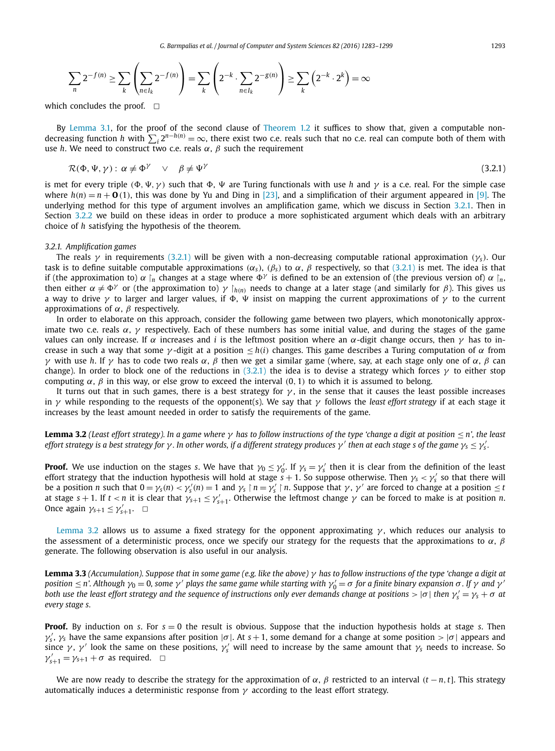$$\sum_n 2^{-f(n)} \geq \sum_k \left( \sum_{n \in I_k} 2^{-f(n)} \right) = \sum_k \left( 2^{-k} \cdot \sum_{n \in I_k} 2^{-g(n)} \right) \geq \sum_k \left( 2^{-k} \cdot 2^k \right) = \infty$$

which concludes the proof. $\square$

By Lemma 3.1, for the proof of the second clause of Theorem 1.2 it suffices to show that, given a computable non-decreasing function $h$ with $\sum_i 2^{n-h(n)} = \infty$, there exist two c.e. reals such that no c.e. real can compute both of them with use $h$. We need to construct two c.e. reals $\alpha$, $\beta$ such the requirement

$$\mathcal{R}(\Phi, \Psi, \gamma): \ \alpha \neq \Phi^\gamma \quad \vee \quad \beta \neq \Psi^\gamma \tag{3.2.1}$$

is met for every triple $(\Phi, \Psi, \gamma)$ such that $\Phi$, $\Psi$ are Turing functionals with use $h$ and $\gamma$ is a c.e. real. For the simple case where $h(n) = n + \mathbf{O}(1)$, this was done by Yu and Ding in [23], and a simplification of their argument appeared in [9]. The underlying method for this type of argument involves an amplification game, which we discuss in Section 3.2.1. Then in Section 3.2.2 we build on these ideas in order to produce a more sophisticated argument which deals with an arbitrary choice of $h$ satisfying the hypothesis of the theorem.

### 3.2.1. Amplification games

The reals $\gamma$ in requirements (3.2.1) will be given with a non-decreasing computable rational approximation $(\gamma_s)$. Our task is to define suitable computable approximations $(\alpha_s)$, $(\beta_s)$ to $\alpha$, $\beta$ respectively, so that (3.2.1) is met. The idea is that if (the approximation to) $\alpha \upharpoonright_n$ changes at a stage where $\Phi^\gamma$ is defined to be an extension of (the previous version of) $\alpha \upharpoonright_n$, then either $\alpha \neq \Phi^\gamma$ or (the approximation to) $\gamma \upharpoonright_{h(n)}$ needs to change at a later stage (and similarly for $\beta$). This gives us a way to drive $\gamma$ to larger and larger values, if $\Phi$, $\Psi$ insist on mapping the current approximations of $\gamma$ to the current approximations of $\alpha$, $\beta$ respectively.

In order to elaborate on this approach, consider the following game between two players, which monotonically approximate two c.e. reals $\alpha$, $\gamma$ respectively. Each of these numbers has some initial value, and during the stages of the game values can only increase. If $\alpha$ increases and $i$ is the leftmost position where an $\alpha$-digit change occurs, then $\gamma$ has to increase in such a way that some $\gamma$-digit at a position $\leq h(i)$ changes. This game describes a Turing computation of $\alpha$ from $\gamma$ with use $h$. If $\gamma$ has to code two reals $\alpha$, $\beta$ then we get a similar game (where, say, at each stage only one of $\alpha$, $\beta$ can change). In order to block one of the reductions in (3.2.1) the idea is to devise a strategy which forces $\gamma$ to either stop computing $\alpha$, $\beta$ in this way, or else grow to exceed the interval $(0, 1)$ to which it is assumed to belong.

It turns out that in such games, there is a best strategy for $\gamma$, in the sense that it causes the least possible increases in $\gamma$ while responding to the requests of the opponent(s). We say that $\gamma$ follows the *least effort strategy* if at each stage it increases by the least amount needed in order to satisfy the requirements of the game.

**Lemma 3.2** *(Least effort strategy). In a game where $\gamma$ has to follow instructions of the type 'change a digit at position $\leq n$', the least effort strategy is a best strategy for $\gamma$. In other words, if a different strategy produces $\gamma'$ then at each stage $s$ of the game $\gamma_s \leq \gamma'_s$.*

**Proof.** We use induction on the stages $s$. We have that $\gamma_0 \leq \gamma'_0$. If $\gamma_s = \gamma'_s$ then it is clear from the definition of the least effort strategy that the induction hypothesis will hold at stage $s+1$. So suppose otherwise. Then $\gamma_s < \gamma'_s$ so that there will be a position $n$ such that $0 = \gamma_s(n) < \gamma'_s(n) = 1$ and $\gamma_s \upharpoonright n = \gamma'_s \upharpoonright n$. Suppose that $\gamma$, $\gamma'$ are forced to change at a position $\leq t$ at stage $s+1$. If $t < n$ it is clear that $\gamma_{s+1} \leq \gamma'_{s+1}$. Otherwise the leftmost change $\gamma$ can be forced to make is at position $n$. Once again $\gamma_{s+1} \leq \gamma'_{s+1}$. $\square$

Lemma 3.2 allows us to assume a fixed strategy for the opponent approximating $\gamma$, which reduces our analysis to the assessment of a deterministic process, once we specify our strategy for the requests that the approximations to $\alpha$, $\beta$ generate. The following observation is also useful in our analysis.

**Lemma 3.3** *(Accumulation). Suppose that in some game (e.g. like the above) $\gamma$ has to follow instructions of the type 'change a digit at position $\leq n$'. Although $\gamma_0 = 0$, some $\gamma'$ plays the same game while starting with $\gamma'_0 = \sigma$ for a finite binary expansion $\sigma$. If $\gamma$ and $\gamma'$ both use the least effort strategy and the sequence of instructions only ever demands change at positions $> |\sigma|$ then $\gamma'_s = \gamma_s + \sigma$ at every stage $s$.*

**Proof.** By induction on $s$. For $s = 0$ the result is obvious. Suppose that the induction hypothesis holds at stage $s$. Then $\gamma'_s$, $\gamma_s$ have the same expansions after position $|\sigma|$. At $s+1$, some demand for a change at some position $> |\sigma|$ appears and since $\gamma$, $\gamma'$ look the same on these positions, $\gamma'_s$ will need to increase by the same amount that $\gamma_s$ needs to increase. So $\gamma'_{s+1} = \gamma_{s+1} + \sigma$ as required. $\square$

We are now ready to describe the strategy for the approximation of $\alpha$, $\beta$ restricted to an interval $(t - n, t]$. This strategy automatically induces a deterministic response from $\gamma$ according to the least effort strategy.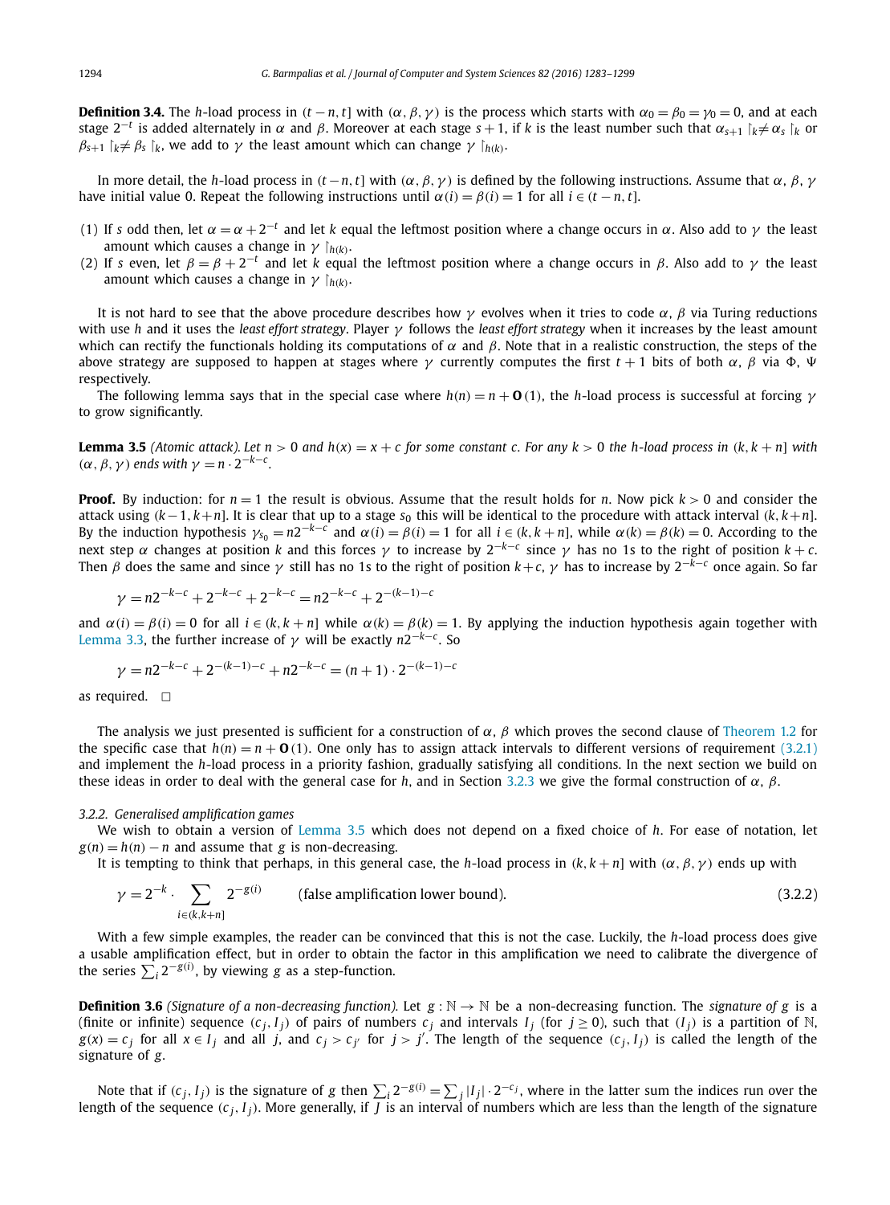**Definition 3.4.** The $h$-load process in $(t-n, t]$ with $(\alpha, \beta, \gamma)$ is the process which starts with $\alpha_0 = \beta_0 = \gamma_0 = 0$, and at each stage $2^{-t}$ is added alternately in $\alpha$ and $\beta$. Moreover at each stage $s+1$, if $k$ is the least number such that $\alpha_{s+1} \upharpoonright_k \neq \alpha_s \upharpoonright_k$ or $\beta_{s+1} \upharpoonright_k \neq \beta_s \upharpoonright_k$, we add to $\gamma$ the least amount which can change $\gamma \upharpoonright_{h(k)}$.

In more detail, the $h$-load process in $(t-n, t]$ with $(\alpha, \beta, \gamma)$ is defined by the following instructions. Assume that $\alpha, \beta, \gamma$ have initial value 0. Repeat the following instructions until $\alpha(i) = \beta(i) = 1$ for all $i \in (t-n, t]$.

(1) If $s$ odd then, let $\alpha = \alpha + 2^{-t}$ and let $k$ equal the leftmost position where a change occurs in $\alpha$. Also add to $\gamma$ the least amount which causes a change in $\gamma \upharpoonright_{h(k)}$.
(2) If $s$ even, let $\beta = \beta + 2^{-t}$ and let $k$ equal the leftmost position where a change occurs in $\beta$. Also add to $\gamma$ the least amount which causes a change in $\gamma \upharpoonright_{h(k)}$.

It is not hard to see that the above procedure describes how $\gamma$ evolves when it tries to code $\alpha, \beta$ via Turing reductions with use $h$ and it uses the *least effort strategy*. Player $\gamma$ follows the *least effort strategy* when it increases by the least amount which can rectify the functionals holding its computations of $\alpha$ and $\beta$. Note that in a realistic construction, the steps of the above strategy are supposed to happen at stages where $\gamma$ currently computes the first $t+1$ bits of both $\alpha, \beta$ via $\Phi$, $\Psi$ respectively.

The following lemma says that in the special case where $h(n) = n + \mathbf{O}(1)$, the $h$-load process is successful at forcing $\gamma$ to grow significantly.

**Lemma 3.5** *(Atomic attack). Let $n > 0$ and $h(x) = x + c$ for some constant $c$. For any $k > 0$ the $h$-load process in $(k, k+n]$ with $(\alpha, \beta, \gamma)$ ends with $\gamma = n \cdot 2^{-k-c}$.*

**Proof.** By induction: for $n = 1$ the result is obvious. Assume that the result holds for $n$. Now pick $k > 0$ and consider the attack using $(k-1, k+n]$. It is clear that up to a stage $s_0$ this will be identical to the procedure with attack interval $(k, k+n]$. By the induction hypothesis $\gamma_{s_0} = n2^{-k-c}$ and $\alpha(i) = \beta(i) = 1$ for all $i \in (k, k+n]$, while $\alpha(k) = \beta(k) = 0$. According to the next step $\alpha$ changes at position $k$ and this forces $\gamma$ to increase by $2^{-k-c}$ since $\gamma$ has no 1s to the right of position $k+c$. Then $\beta$ does the same and since $\gamma$ still has no 1s to the right of position $k+c$, $\gamma$ has to increase by $2^{-k-c}$ once again. So far

$$\gamma = n2^{-k-c} + 2^{-k-c} + 2^{-k-c} = n2^{-k-c} + 2^{-(k-1)-c}$$

and $\alpha(i) = \beta(i) = 0$ for all $i \in (k, k+n]$ while $\alpha(k) = \beta(k) = 1$. By applying the induction hypothesis again together with Lemma 3.3, the further increase of $\gamma$ will be exactly $n2^{-k-c}$. So

$$\gamma = n2^{-k-c} + 2^{-(k-1)-c} + n2^{-k-c} = (n+1) \cdot 2^{-(k-1)-c}$$

as required. $\square$

The analysis we just presented is sufficient for a construction of $\alpha, \beta$ which proves the second clause of Theorem 1.2 for the specific case that $h(n) = n + \mathbf{O}(1)$. One only has to assign attack intervals to different versions of requirement (3.2.1) and implement the $h$-load process in a priority fashion, gradually satisfying all conditions. In the next section we build on these ideas in order to deal with the general case for $h$, and in Section 3.2.3 we give the formal construction of $\alpha, \beta$.

### 3.2.2. Generalised amplification games

We wish to obtain a version of Lemma 3.5 which does not depend on a fixed choice of $h$. For ease of notation, let $g(n) = h(n) - n$ and assume that $g$ is non-decreasing.

It is tempting to think that perhaps, in this general case, the $h$-load process in $(k, k+n]$ with $(\alpha, \beta, \gamma)$ ends up with

$$\gamma = 2^{-k} \cdot \sum_{i \in (k, k+n]} 2^{-g(i)} \qquad \text{(false amplification lower bound).} \tag{3.2.2}$$

With a few simple examples, the reader can be convinced that this is not the case. Luckily, the $h$-load process does give a usable amplification effect, but in order to obtain the factor in this amplification we need to calibrate the divergence of the series $\sum_i 2^{-g(i)}$, by viewing $g$ as a step-function.

**Definition 3.6** *(Signature of a non-decreasing function).* Let $g : \mathbb{N} \to \mathbb{N}$ be a non-decreasing function. The *signature of* $g$ is a (finite or infinite) sequence $(c_j, I_j)$ of pairs of numbers $c_j$ and intervals $I_j$ (for $j \geq 0$), such that $(I_j)$ is a partition of $\mathbb{N}$, $g(x) = c_j$ for all $x \in I_j$ and all $j$, and $c_j > c_{j'}$ for $j > j'$. The length of the sequence $(c_j, I_j)$ is called the length of the signature of $g$.

Note that if $(c_j, I_j)$ is the signature of $g$ then $\sum_i 2^{-g(i)} = \sum_j |I_j| \cdot 2^{-c_j}$, where in the latter sum the indices run over the length of the sequence $(c_j, I_j)$. More generally, if $J$ is an interval of numbers which are less than the length of the signature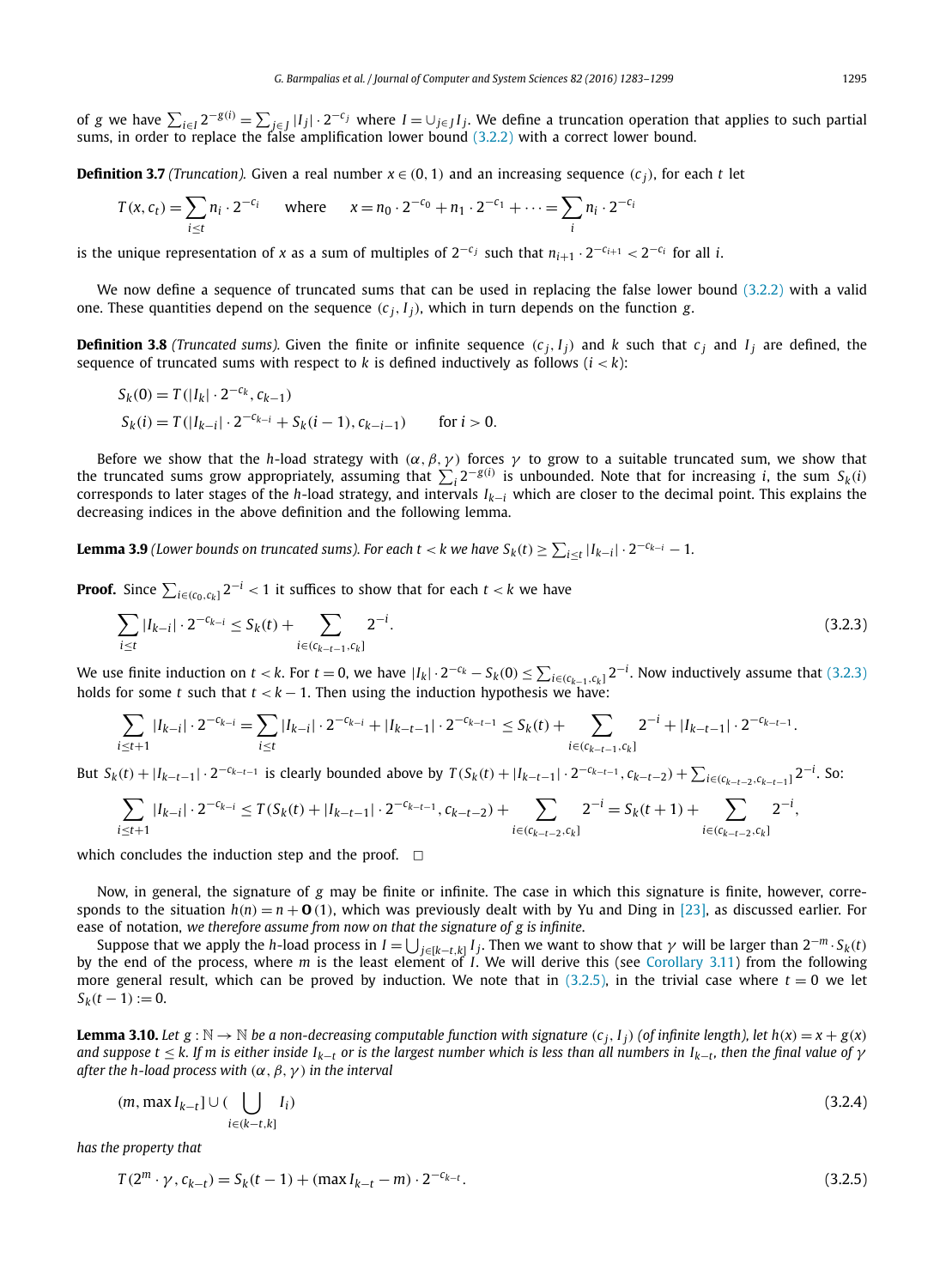of $g$ we have $\sum_{i\in I} 2^{-g(i)} = \sum_{j\in J} |I_j| \cdot 2^{-c_j}$ where $I = \cup_{j\in J} I_j$. We define a truncation operation that applies to such partial sums, in order to replace the false amplification lower bound (3.2.2) with a correct lower bound.

**Definition 3.7** *(Truncation).* Given a real number $x \in (0, 1)$ and an increasing sequence $(c_j)$, for each $t$ let

$$T(x, c_t) = \sum_{i\le t} n_i \cdot 2^{-c_i} \qquad \text{where} \qquad x = n_0 \cdot 2^{-c_0} + n_1 \cdot 2^{-c_1} + \cdots = \sum_i n_i \cdot 2^{-c_i}$$

is the unique representation of $x$ as a sum of multiples of $2^{-c_j}$ such that $n_{i+1} \cdot 2^{-c_{i+1}} < 2^{-c_i}$ for all $i$.

We now define a sequence of truncated sums that can be used in replacing the false lower bound (3.2.2) with a valid one. These quantities depend on the sequence $(c_j, I_j)$, which in turn depends on the function $g$.

**Definition 3.8** *(Truncated sums).* Given the finite or infinite sequence $(c_j, I_j)$ and $k$ such that $c_j$ and $I_j$ are defined, the sequence of truncated sums with respect to $k$ is defined inductively as follows ($i < k$):

$$S_k(0) = T(|I_k| \cdot 2^{-c_k}, c_{k-1})$$

$$S_k(i) = T(|I_{k-i}| \cdot 2^{-c_{k-i}} + S_k(i-1), c_{k-i-1}) \qquad \text{for } i > 0.$$

Before we show that the $h$-load strategy with $(\alpha, \beta, \gamma)$ forces $\gamma$ to grow to a suitable truncated sum, we show that the truncated sums grow appropriately, assuming that $\sum_i 2^{-g(i)}$ is unbounded. Note that for increasing $i$, the sum $S_k(i)$ corresponds to later stages of the $h$-load strategy, and intervals $I_{k-i}$ which are closer to the decimal point. This explains the decreasing indices in the above definition and the following lemma.

**Lemma 3.9** *(Lower bounds on truncated sums). For each $t < k$ we have $S_k(t) \ge \sum_{i\le t} |I_{k-i}| \cdot 2^{-c_{k-i}} - 1$.*

**Proof.** Since $\sum_{i\in(c_0,c_k]} 2^{-i} < 1$ it suffices to show that for each $t < k$ we have

$$\sum_{i\le t} |I_{k-i}| \cdot 2^{-c_{k-i}} \le S_k(t) + \sum_{i\in(c_{k-t-1},c_k]} 2^{-i}. \tag{3.2.3}$$

We use finite induction on $t < k$. For $t = 0$, we have $|I_k| \cdot 2^{-c_k} - S_k(0) \le \sum_{i\in(c_{k-1},c_k]} 2^{-i}$. Now inductively assume that (3.2.3) holds for some $t$ such that $t < k-1$. Then using the induction hypothesis we have:

$$\sum_{i\le t+1} |I_{k-i}| \cdot 2^{-c_{k-i}} = \sum_{i\le t} |I_{k-i}| \cdot 2^{-c_{k-i}} + |I_{k-t-1}| \cdot 2^{-c_{k-t-1}} \le S_k(t) + \sum_{i\in(c_{k-t-1},c_k]} 2^{-i} + |I_{k-t-1}| \cdot 2^{-c_{k-t-1}}.$$

But $S_k(t) + |I_{k-t-1}| \cdot 2^{-c_{k-t-1}}$ is clearly bounded above by $T(S_k(t) + |I_{k-t-1}| \cdot 2^{-c_{k-t-1}}, c_{k-t-2}) + \sum_{i\in(c_{k-t-2},c_{k-t-1}]} 2^{-i}$. So:

$$\sum_{i\le t+1} |I_{k-i}| \cdot 2^{-c_{k-i}} \le T(S_k(t) + |I_{k-t-1}| \cdot 2^{-c_{k-t-1}}, c_{k-t-2}) + \sum_{i\in(c_{k-t-2},c_k]} 2^{-i} = S_k(t+1) + \sum_{i\in(c_{k-t-2},c_k]} 2^{-i},$$

which concludes the induction step and the proof. $\square$

Now, in general, the signature of $g$ may be finite or infinite. The case in which this signature is finite, however, corresponds to the situation $h(n) = n + \mathbf{O}(1)$, which was previously dealt with by Yu and Ding in [23], as discussed earlier. For ease of notation, *we therefore assume from now on that the signature of $g$ is infinite*.

Suppose that we apply the $h$-load process in $I = \bigcup_{j\in[k-t,k]} I_j$. Then we want to show that $\gamma$ will be larger than $2^{-m} \cdot S_k(t)$ by the end of the process, where $m$ is the least element of $I$. We will derive this (see Corollary 3.11) from the following more general result, which can be proved by induction. We note that in (3.2.5), in the trivial case where $t = 0$ we let $S_k(t-1) := 0$.

**Lemma 3.10.** *Let $g : \mathbb{N} \to \mathbb{N}$ be a non-decreasing computable function with signature $(c_j, I_j)$ (of infinite length), let $h(x) = x + g(x)$ and suppose $t \le k$. If $m$ is either inside $I_{k-t}$ or is the largest number which is less than all numbers in $I_{k-t}$, then the final value of $\gamma$ after the $h$-load process with $(\alpha, \beta, \gamma)$ in the interval*

$$(m, \max I_{k-t}] \cup \Big(\bigcup_{i\in(k-t,k]} I_i\Big) \tag{3.2.4}$$

*has the property that*

$$T(2^m \cdot \gamma, c_{k-t}) = S_k(t-1) + (\max I_{k-t} - m) \cdot 2^{-c_{k-t}}. \tag{3.2.5}$$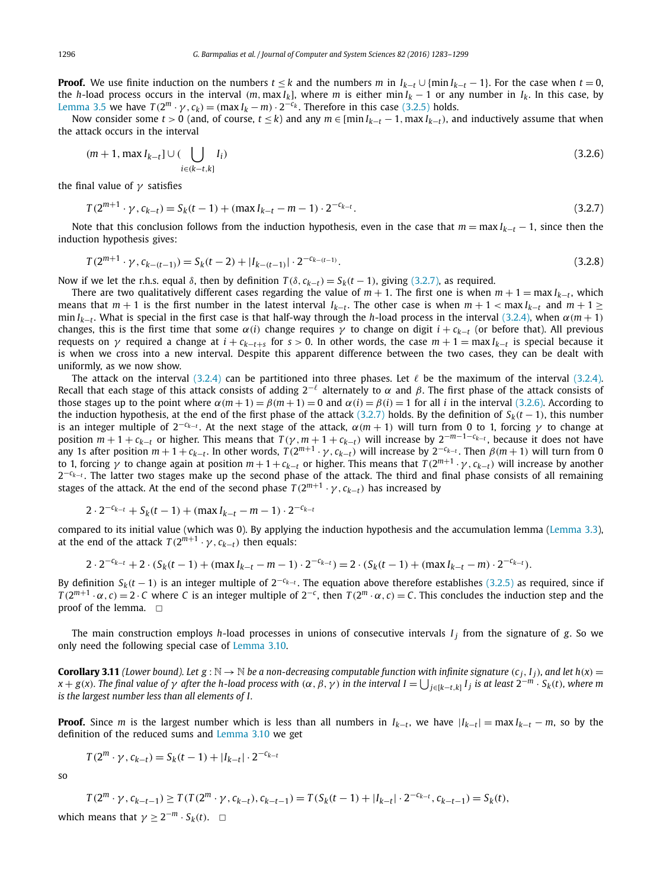**Proof.** We use finite induction on the numbers $t \leq k$ and the numbers $m$ in $I_{k-t} \cup \{\min I_{k-t} - 1\}$. For the case when $t = 0$, the $h$-load process occurs in the interval $(m, \max I_k]$, where $m$ is either $\min I_k - 1$ or any number in $I_k$. In this case, by Lemma 3.5 we have $T(2^m \cdot \gamma, c_k) = (\max I_k - m) \cdot 2^{-c_k}$. Therefore in this case (3.2.5) holds.

Now consider some $t > 0$ (and, of course, $t \leq k$) and any $m \in [\min I_{k-t} - 1, \max I_{k-t})$, and inductively assume that when the attack occurs in the interval

$$(m + 1, \max I_{k-t}] \cup ( \bigcup_{i \in (k-t,k]} I_i) \tag{3.2.6}$$

the final value of $\gamma$ satisfies

$$T(2^{m+1} \cdot \gamma, c_{k-t}) = S_k(t-1) + (\max I_{k-t} - m - 1) \cdot 2^{-c_{k-t}}. \tag{3.2.7}$$

Note that this conclusion follows from the induction hypothesis, even in the case that $m = \max I_{k-t} - 1$, since then the induction hypothesis gives:

$$T(2^{m+1} \cdot \gamma, c_{k-(t-1)}) = S_k(t-2) + |I_{k-(t-1)}| \cdot 2^{-c_{k-(t-1)}}. \tag{3.2.8}$$

Now if we let the r.h.s. equal $\delta$, then by definition $T(\delta, c_{k-t}) = S_k(t-1)$, giving (3.2.7), as required.

There are two qualitatively different cases regarding the value of $m + 1$. The first one is when $m + 1 = \max I_{k-t}$, which means that $m + 1$ is the first number in the latest interval $I_{k-t}$. The other case is when $m + 1 < \max I_{k-t}$ and $m + 1 \geq \min I_{k-t}$. What is special in the first case is that half-way through the $h$-load process in the interval (3.2.4), when $\alpha(m + 1)$ changes, this is the first time that some $\alpha(i)$ change requires $\gamma$ to change on digit $i + c_{k-t}$ (or before that). All previous requests on $\gamma$ required a change at $i + c_{k-t+s}$ for $s > 0$. In other words, the case $m + 1 = \max I_{k-t}$ is special because it is when we cross into a new interval. Despite this apparent difference between the two cases, they can be dealt with uniformly, as we now show.

The attack on the interval (3.2.4) can be partitioned into three phases. Let $\ell$ be the maximum of the interval (3.2.4). Recall that each stage of this attack consists of adding $2^{-\ell}$ alternately to $\alpha$ and $\beta$. The first phase of the attack consists of those stages up to the point where $\alpha(m + 1) = \beta(m + 1) = 0$ and $\alpha(i) = \beta(i) = 1$ for all $i$ in the interval (3.2.6). According to the induction hypothesis, at the end of the first phase of the attack (3.2.7) holds. By the definition of $S_k(t-1)$, this number is an integer multiple of $2^{-c_{k-t}}$. At the next stage of the attack, $\alpha(m + 1)$ will turn from 0 to 1, forcing $\gamma$ to change at position $m + 1 + c_{k-t}$ or higher. This means that $T(\gamma, m + 1 + c_{k-t})$ will increase by $2^{-m-1-c_{k-t}}$, because it does not have any 1s after position $m + 1 + c_{k-t}$. In other words, $T(2^{m+1} \cdot \gamma, c_{k-t})$ will increase by $2^{-c_{k-t}}$. Then $\beta(m + 1)$ will turn from 0 to 1, forcing $\gamma$ to change again at position $m + 1 + c_{k-t}$ or higher. This means that $T(2^{m+1} \cdot \gamma, c_{k-t})$ will increase by another $2^{-c_{k-t}}$. The latter two stages make up the second phase of the attack. The third and final phase consists of all remaining stages of the attack. At the end of the second phase $T(2^{m+1} \cdot \gamma, c_{k-t})$ has increased by

$$2 \cdot 2^{-c_{k-t}} + S_k(t-1) + (\max I_{k-t} - m - 1) \cdot 2^{-c_{k-t}}$$

compared to its initial value (which was 0). By applying the induction hypothesis and the accumulation lemma (Lemma 3.3), at the end of the attack $T(2^{m+1} \cdot \gamma, c_{k-t})$ then equals:

$$2 \cdot 2^{-c_{k-t}} + 2 \cdot (S_k(t-1) + (\max I_{k-t} - m - 1) \cdot 2^{-c_{k-t}}) = 2 \cdot (S_k(t-1) + (\max I_{k-t} - m) \cdot 2^{-c_{k-t}}).$$

By definition $S_k(t-1)$ is an integer multiple of $2^{-c_{k-t}}$. The equation above therefore establishes (3.2.5) as required, since if $T(2^{m+1} \cdot \alpha, c) = 2 \cdot C$ where $C$ is an integer multiple of $2^{-c}$, then $T(2^m \cdot \alpha, c) = C$. This concludes the induction step and the proof of the lemma. $\square$

The main construction employs $h$-load processes in unions of consecutive intervals $I_j$ from the signature of $g$. So we only need the following special case of Lemma 3.10.

**Corollary 3.11** *(Lower bound). Let $g : \mathbb{N} \to \mathbb{N}$ be a non-decreasing computable function with infinite signature $(c_j, I_j)$, and let $h(x) = x + g(x)$. The final value of $\gamma$ after the $h$-load process with $(\alpha, \beta, \gamma)$ in the interval $I = \bigcup_{j \in [k-t,k]} I_j$ is at least $2^{-m} \cdot S_k(t)$, where $m$ is the largest number less than all elements of $I$.*

**Proof.** Since $m$ is the largest number which is less than all numbers in $I_{k-t}$, we have $|I_{k-t}| = \max I_{k-t} - m$, so by the definition of the reduced sums and Lemma 3.10 we get

$$T(2^m \cdot \gamma, c_{k-t}) = S_k(t-1) + |I_{k-t}| \cdot 2^{-c_{k-t}}$$

so

$$T(2^m \cdot \gamma, c_{k-t-1}) \geq T(T(2^m \cdot \gamma, c_{k-t}), c_{k-t-1}) = T(S_k(t-1) + |I_{k-t}| \cdot 2^{-c_{k-t}}, c_{k-t-1}) = S_k(t),$$

which means that $\gamma \geq 2^{-m} \cdot S_k(t)$. $\square$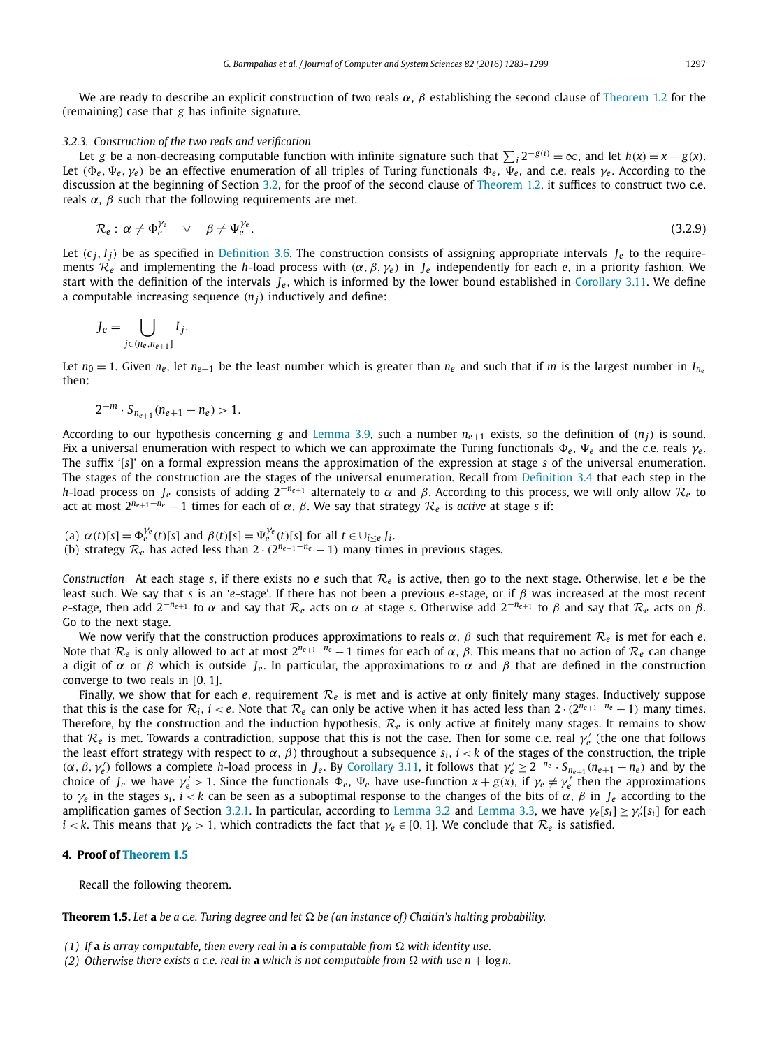We are ready to describe an explicit construction of two reals $\alpha, \beta$ establishing the second clause of Theorem 1.2 for the (remaining) case that $g$ has infinite signature.

### 3.2.3. Construction of the two reals and verification

Let $g$ be a non-decreasing computable function with infinite signature such that $\sum_i 2^{-g(i)} = \infty$, and let $h(x) = x + g(x)$. Let $(\Phi_e, \Psi_e, \gamma_e)$ be an effective enumeration of all triples of Turing functionals $\Phi_e$, $\Psi_e$, and c.e. reals $\gamma_e$. According to the discussion at the beginning of Section 3.2, for the proof of the second clause of Theorem 1.2, it suffices to construct two c.e. reals $\alpha, \beta$ such that the following requirements are met.

$$\mathcal{R}_e: \ \alpha \neq \Phi_e^{\gamma_e} \quad \vee \quad \beta \neq \Psi_e^{\gamma_e}. \tag{3.2.9}$$

Let $(c_j, I_j)$ be as specified in Definition 3.6. The construction consists of assigning appropriate intervals $J_e$ to the requirements $\mathcal{R}_e$ and implementing the $h$-load process with $(\alpha, \beta, \gamma_e)$ in $J_e$ independently for each $e$, in a priority fashion. We start with the definition of the intervals $J_e$, which is informed by the lower bound established in Corollary 3.11. We define a computable increasing sequence $(n_j)$ inductively and define:

$$J_e = \bigcup_{j \in (n_e, n_{e+1}]} I_j.$$

Let $n_0 = 1$. Given $n_e$, let $n_{e+1}$ be the least number which is greater than $n_e$ and such that if $m$ is the largest number in $I_{n_e}$ then:

$$2^{-m} \cdot S_{n_{e+1}}(n_{e+1} - n_e) > 1.$$

According to our hypothesis concerning $g$ and Lemma 3.9, such a number $n_{e+1}$ exists, so the definition of $(n_j)$ is sound. Fix a universal enumeration with respect to which we can approximate the Turing functionals $\Phi_e$, $\Psi_e$ and the c.e. reals $\gamma_e$. The suffix '$[s]$' on a formal expression means the approximation of the expression at stage $s$ of the universal enumeration. The stages of the construction are the stages of the universal enumeration. Recall from Definition 3.4 that each step in the $h$-load process on $J_e$ consists of adding $2^{-n_{e+1}}$ alternately to $\alpha$ and $\beta$. According to this process, we will only allow $\mathcal{R}_e$ to act at most $2^{n_{e+1}-n_e} - 1$ times for each of $\alpha, \beta$. We say that strategy $\mathcal{R}_e$ is *active* at stage $s$ if:

(a) $\alpha(t)[s] = \Phi_e^{\gamma_e}(t)[s]$ and $\beta(t)[s] = \Psi_e^{\gamma_e}(t)[s]$ for all $t \in \cup_{i \le e} J_i$.
(b) strategy $\mathcal{R}_e$ has acted less than $2 \cdot (2^{n_{e+1}-n_e} - 1)$ many times in previous stages.

*Construction* At each stage $s$, if there exists no $e$ such that $\mathcal{R}_e$ is active, then go to the next stage. Otherwise, let $e$ be the least such. We say that $s$ is an '$e$-stage'. If there has not been a previous $e$-stage, or if $\beta$ was increased at the most recent $e$-stage, then add $2^{-n_{e+1}}$ to $\alpha$ and say that $\mathcal{R}_e$ acts on $\alpha$ at stage $s$. Otherwise add $2^{-n_{e+1}}$ to $\beta$ and say that $\mathcal{R}_e$ acts on $\beta$. Go to the next stage.

We now verify that the construction produces approximations to reals $\alpha, \beta$ such that requirement $\mathcal{R}_e$ is met for each $e$. Note that $\mathcal{R}_e$ is only allowed to act at most $2^{n_{e+1}-n_e} - 1$ times for each of $\alpha, \beta$. This means that no action of $\mathcal{R}_e$ can change a digit of $\alpha$ or $\beta$ which is outside $J_e$. In particular, the approximations to $\alpha$ and $\beta$ that are defined in the construction converge to two reals in $[0, 1]$.

Finally, we show that for each $e$, requirement $\mathcal{R}_e$ is met and is active at only finitely many stages. Inductively suppose that this is the case for $\mathcal{R}_i$, $i < e$. Note that $\mathcal{R}_e$ can only be active when it has acted less than $2 \cdot (2^{n_{e+1}-n_e} - 1)$ many times. Therefore, by the construction and the induction hypothesis, $\mathcal{R}_e$ is only active at finitely many stages. It remains to show that $\mathcal{R}_e$ is met. Towards a contradiction, suppose that this is not the case. Then for some c.e. real $\gamma'_e$ (the one that follows the least effort strategy with respect to $\alpha, \beta$) throughout a subsequence $s_i$, $i < k$ of the stages of the construction, the triple $(\alpha, \beta, \gamma'_e)$ follows a complete $h$-load process in $J_e$. By Corollary 3.11, it follows that $\gamma'_e \ge 2^{-n_e} \cdot S_{n_{e+1}}(n_{e+1} - n_e)$ and by the choice of $J_e$ we have $\gamma'_e > 1$. Since the functionals $\Phi_e$, $\Psi_e$ have use-function $x + g(x)$, if $\gamma_e \neq \gamma'_e$ then the approximations to $\gamma_e$ in the stages $s_i$, $i < k$ can be seen as a suboptimal response to the changes of the bits of $\alpha, \beta$ in $J_e$ according to the amplification games of Section 3.2.1. In particular, according to Lemma 3.2 and Lemma 3.3, we have $\gamma_e[s_i] \ge \gamma'_e[s_i]$ for each $i < k$. This means that $\gamma_e > 1$, which contradicts the fact that $\gamma_e \in [0, 1]$. We conclude that $\mathcal{R}_e$ is satisfied.

## 4. Proof of Theorem 1.5

Recall the following theorem.

**Theorem 1.5.** *Let* $\mathbf{a}$ *be a c.e. Turing degree and let* $\Omega$ *be (an instance of) Chaitin's halting probability.*

*(1) If* $\mathbf{a}$ *is array computable, then every real in* $\mathbf{a}$ *is computable from* $\Omega$ *with identity use.*
*(2) Otherwise there exists a c.e. real in* $\mathbf{a}$ *which is not computable from* $\Omega$ *with use* $n + \log n$.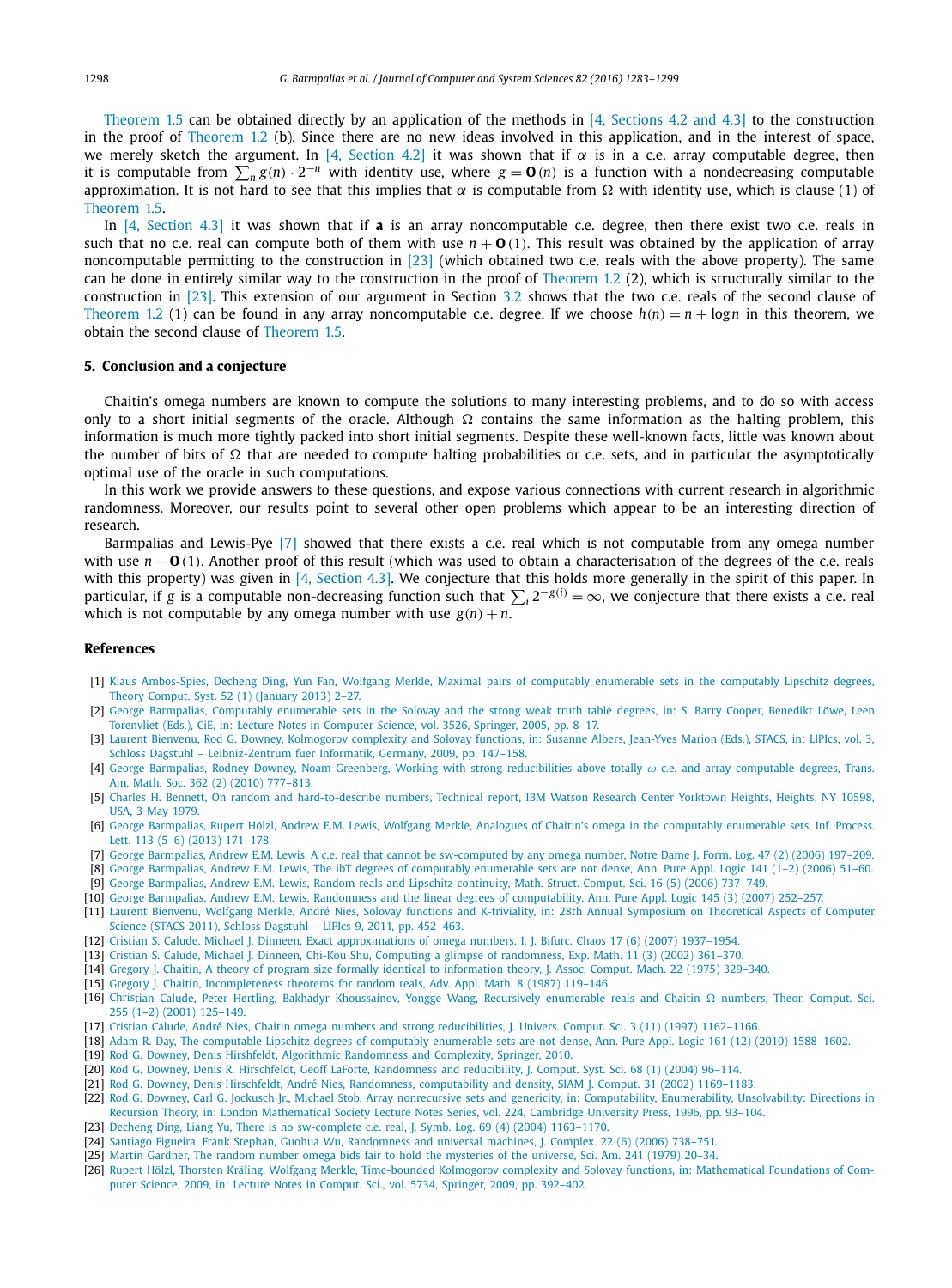Theorem 1.5 can be obtained directly by an application of the methods in [4, Sections 4.2 and 4.3] to the construction in the proof of Theorem 1.2 (b). Since there are no new ideas involved in this application, and in the interest of space, we merely sketch the argument. In [4, Section 4.2] it was shown that if $\alpha$ is in a c.e. array computable degree, then it is computable from $\sum_n g(n) \cdot 2^{-n}$ with identity use, where $g = \mathbf{O}(n)$ is a function with a nondecreasing computable approximation. It is not hard to see that this implies that $\alpha$ is computable from $\Omega$ with identity use, which is clause (1) of Theorem 1.5.

In [4, Section 4.3] it was shown that if $\mathbf{a}$ is an array noncomputable c.e. degree, then there exist two c.e. reals in such that no c.e. real can compute both of them with use $n + \mathbf{O}(1)$. This result was obtained by the application of array noncomputable permitting to the construction in [23] (which obtained two c.e. reals with the above property). The same can be done in entirely similar way to the construction in the proof of Theorem 1.2 (2), which is structurally similar to the construction in [23]. This extension of our argument in Section 3.2 shows that the two c.e. reals of the second clause of Theorem 1.2 (1) can be found in any array noncomputable c.e. degree. If we choose $h(n) = n + \log n$ in this theorem, we obtain the second clause of Theorem 1.5.

## 5. Conclusion and a conjecture

Chaitin's omega numbers are known to compute the solutions to many interesting problems, and to do so with access only to a short initial segments of the oracle. Although $\Omega$ contains the same information as the halting problem, this information is much more tightly packed into short initial segments. Despite these well-known facts, little was known about the number of bits of $\Omega$ that are needed to compute halting probabilities or c.e. sets, and in particular the asymptotically optimal use of the oracle in such computations.

In this work we provide answers to these questions, and expose various connections with current research in algorithmic randomness. Moreover, our results point to several other open problems which appear to be an interesting direction of research.

Barmpalias and Lewis-Pye [7] showed that there exists a c.e. real which is not computable from any omega number with use $n + \mathbf{O}(1)$. Another proof of this result (which was used to obtain a characterisation of the degrees of the c.e. reals with this property) was given in [4, Section 4.3]. We conjecture that this holds more generally in the spirit of this paper. In particular, if $g$ is a computable non-decreasing function such that $\sum_i 2^{-g(i)} = \infty$, we conjecture that there exists a c.e. real which is not computable by any omega number with use $g(n) + n$.

## References

[1] Klaus Ambos-Spies, Decheng Ding, Yun Fan, Wolfgang Merkle, Maximal pairs of computably enumerable sets in the computably Lipschitz degrees, Theory Comput. Syst. 52 (1) (January 2013) 2–27.

[2] George Barmpalias, Computably enumerable sets in the Solovay and the strong weak truth table degrees, in: S. Barry Cooper, Benedikt Löwe, Leen Torenvliet (Eds.), CiE, in: Lecture Notes in Computer Science, vol. 3526, Springer, 2005, pp. 8–17.

[3] Laurent Bienvenu, Rod G. Downey, Kolmogorov complexity and Solovay functions, in: Susanne Albers, Jean-Yves Marion (Eds.), STACS, in: LIPIcs, vol. 3, Schloss Dagstuhl – Leibniz-Zentrum fuer Informatik, Germany, 2009, pp. 147–158.

[4] George Barmpalias, Rodney Downey, Noam Greenberg, Working with strong reducibilities above totally $\omega$-c.e. and array computable degrees, Trans. Am. Math. Soc. 362 (2) (2010) 777–813.

[5] Charles H. Bennett, On random and hard-to-describe numbers, Technical report, IBM Watson Research Center Yorktown Heights, Heights, NY 10598, USA, 3 May 1979.

[6] George Barmpalias, Rupert Hölzl, Andrew E.M. Lewis, Wolfgang Merkle, Analogues of Chaitin's omega in the computably enumerable sets, Inf. Process. Lett. 113 (5–6) (2013) 171–178.

[7] George Barmpalias, Andrew E.M. Lewis, A c.e. real that cannot be sw-computed by any omega number, Notre Dame J. Form. Log. 47 (2) (2006) 197–209.

[8] George Barmpalias, Andrew E.M. Lewis, The ibT degrees of computably enumerable sets are not dense, Ann. Pure Appl. Logic 141 (1–2) (2006) 51–60.

[9] George Barmpalias, Andrew E.M. Lewis, Random reals and Lipschitz continuity, Math. Struct. Comput. Sci. 16 (5) (2006) 737–749.

[10] George Barmpalias, Andrew E.M. Lewis, Randomness and the linear degrees of computability, Ann. Pure Appl. Logic 145 (3) (2007) 252–257.

[11] Laurent Bienvenu, Wolfgang Merkle, André Nies, Solovay functions and K-triviality, in: 28th Annual Symposium on Theoretical Aspects of Computer Science (STACS 2011), Schloss Dagstuhl – LIPIcs 9, 2011, pp. 452–463.

[12] Cristian S. Calude, Michael J. Dinneen, Exact approximations of omega numbers. I, J. Bifurc. Chaos 17 (6) (2007) 1937–1954.

[13] Cristian S. Calude, Michael J. Dinneen, Chi-Kou Shu, Computing a glimpse of randomness, Exp. Math. 11 (3) (2002) 361–370.

[14] Gregory J. Chaitin, A theory of program size formally identical to information theory, J. Assoc. Comput. Mach. 22 (1975) 329–340.

[15] Gregory J. Chaitin, Incompleteness theorems for random reals, Adv. Appl. Math. 8 (1987) 119–146.

[16] Christian Calude, Peter Hertling, Bakhadyr Khoussainov, Yongge Wang, Recursively enumerable reals and Chaitin $\Omega$ numbers, Theor. Comput. Sci. 255 (1–2) (2001) 125–149.

[17] Cristian Calude, André Nies, Chaitin omega numbers and strong reducibilities, J. Univers. Comput. Sci. 3 (11) (1997) 1162–1166.

[18] Adam R. Day, The computable Lipschitz degrees of computably enumerable sets are not dense, Ann. Pure Appl. Logic 161 (12) (2010) 1588–1602.

[19] Rod G. Downey, Denis Hirshfeldt, Algorithmic Randomness and Complexity, Springer, 2010.

[20] Rod G. Downey, Denis R. Hirschfeldt, Geoff LaForte, Randomness and reducibility, J. Comput. Syst. Sci. 68 (1) (2004) 96–114.

[21] Rod G. Downey, Denis Hirschfeldt, André Nies, Randomness, computability and density, SIAM J. Comput. 31 (2002) 1169–1183.

[22] Rod G. Downey, Carl G. Jockusch Jr., Michael Stob, Array nonrecursive sets and genericity, in: Computability, Enumerability, Unsolvability: Directions in Recursion Theory, in: London Mathematical Society Lecture Notes Series, vol. 224, Cambridge University Press, 1996, pp. 93–104.

[23] Decheng Ding, Liang Yu, There is no sw-complete c.e. real, J. Symb. Log. 69 (4) (2004) 1163–1170.

[24] Santiago Figueira, Frank Stephan, Guohua Wu, Randomness and universal machines, J. Complex. 22 (6) (2006) 738–751.

[25] Martin Gardner, The random number omega bids fair to hold the mysteries of the universe, Sci. Am. 241 (1979) 20–34.

[26] Rupert Hölzl, Thorsten Kräling, Wolfgang Merkle, Time-bounded Kolmogorov complexity and Solovay functions, in: Mathematical Foundations of Computer Science, 2009, in: Lecture Notes in Comput. Sci., vol. 5734, Springer, 2009, pp. 392–402.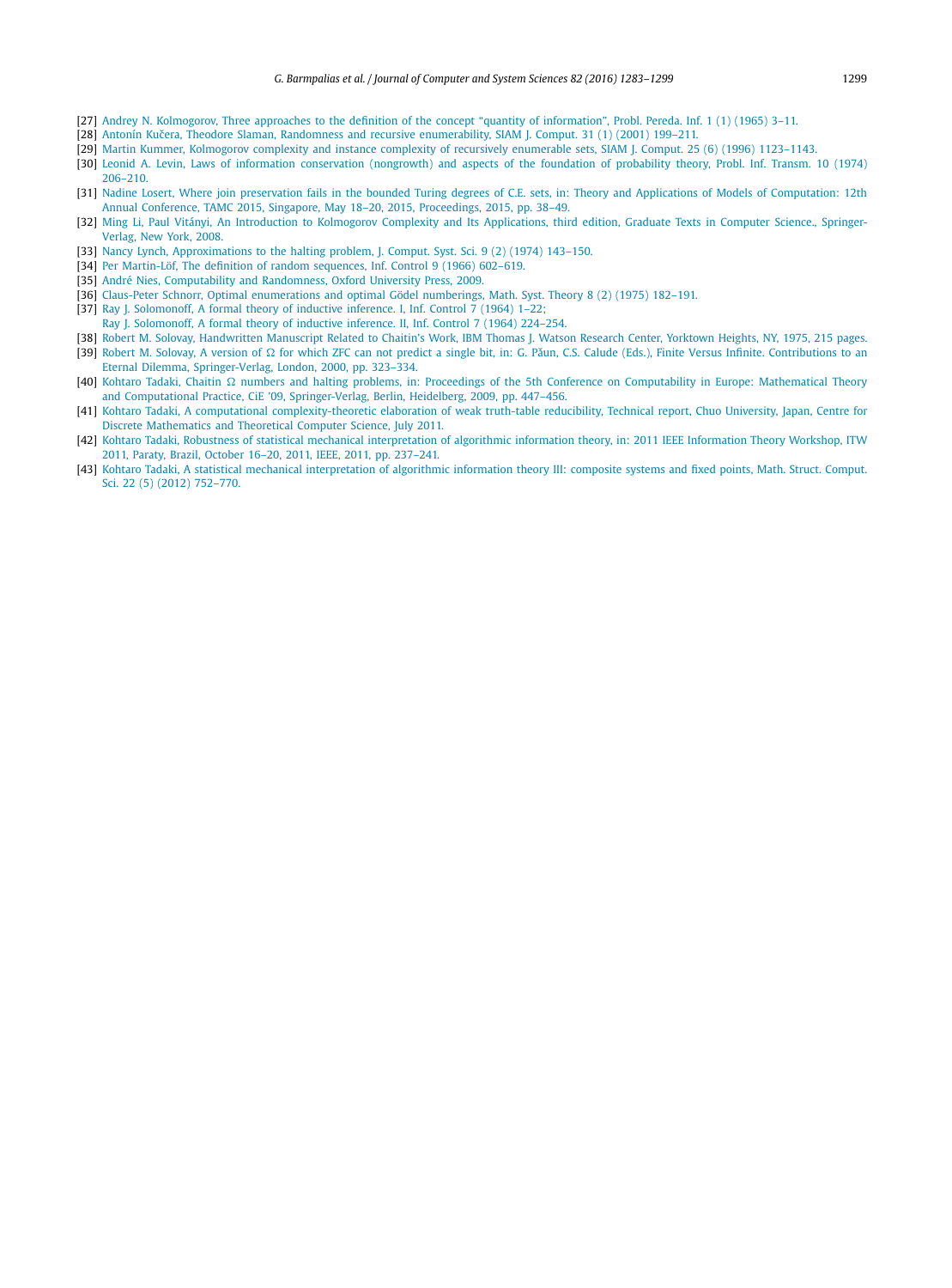[27] Andrey N. Kolmogorov, Three approaches to the definition of the concept "quantity of information", Probl. Pereda. Inf. 1 (1) (1965) 3–11.

[28] Antonín Kučera, Theodore Slaman, Randomness and recursive enumerability, SIAM J. Comput. 31 (1) (2001) 199–211.

[29] Martin Kummer, Kolmogorov complexity and instance complexity of recursively enumerable sets, SIAM J. Comput. 25 (6) (1996) 1123–1143.

[30] Leonid A. Levin, Laws of information conservation (nongrowth) and aspects of the foundation of probability theory, Probl. Inf. Transm. 10 (1974) 206–210.

[31] Nadine Losert, Where join preservation fails in the bounded Turing degrees of C.E. sets, in: Theory and Applications of Models of Computation: 12th Annual Conference, TAMC 2015, Singapore, May 18–20, 2015, Proceedings, 2015, pp. 38–49.

[32] Ming Li, Paul Vitányi, An Introduction to Kolmogorov Complexity and Its Applications, third edition, Graduate Texts in Computer Science., Springer-Verlag, New York, 2008.

[33] Nancy Lynch, Approximations to the halting problem, J. Comput. Syst. Sci. 9 (2) (1974) 143–150.

[34] Per Martin-Löf, The definition of random sequences, Inf. Control 9 (1966) 602–619.

[35] André Nies, Computability and Randomness, Oxford University Press, 2009.

[36] Claus-Peter Schnorr, Optimal enumerations and optimal Gödel numberings, Math. Syst. Theory 8 (2) (1975) 182–191.

[37] Ray J. Solomonoff, A formal theory of inductive inference. I, Inf. Control 7 (1964) 1–22;
Ray J. Solomonoff, A formal theory of inductive inference. II, Inf. Control 7 (1964) 224–254.

[38] Robert M. Solovay, Handwritten Manuscript Related to Chaitin's Work, IBM Thomas J. Watson Research Center, Yorktown Heights, NY, 1975, 215 pages.

[39] Robert M. Solovay, A version of $\Omega$ for which ZFC can not predict a single bit, in: G. Păun, C.S. Calude (Eds.), Finite Versus Infinite. Contributions to an Eternal Dilemma, Springer-Verlag, London, 2000, pp. 323–334.

[40] Kohtaro Tadaki, Chaitin $\Omega$ numbers and halting problems, in: Proceedings of the 5th Conference on Computability in Europe: Mathematical Theory and Computational Practice, CiE '09, Springer-Verlag, Berlin, Heidelberg, 2009, pp. 447–456.

[41] Kohtaro Tadaki, A computational complexity-theoretic elaboration of weak truth-table reducibility, Technical report, Chuo University, Japan, Centre for Discrete Mathematics and Theoretical Computer Science, July 2011.

[42] Kohtaro Tadaki, Robustness of statistical mechanical interpretation of algorithmic information theory, in: 2011 IEEE Information Theory Workshop, ITW 2011, Paraty, Brazil, October 16–20, 2011, IEEE, 2011, pp. 237–241.

[43] Kohtaro Tadaki, A statistical mechanical interpretation of algorithmic information theory III: composite systems and fixed points, Math. Struct. Comput. Sci. 22 (5) (2012) 752–770.